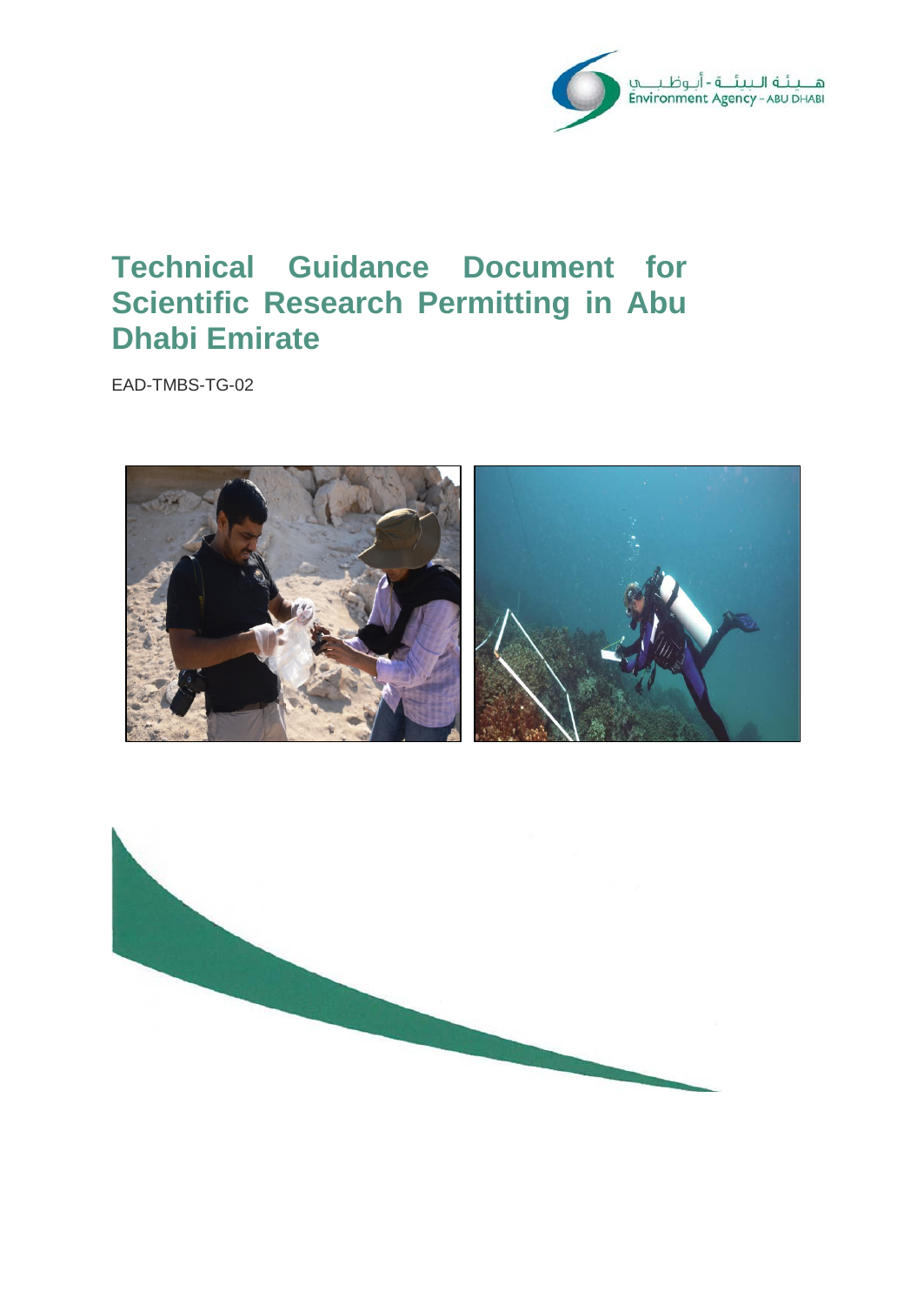هـيـئـة الـبـيـئـة - أبـوظـبـي
Environment Agency - ABU DHABI

# Technical Guidance Document for Scientific Research Permitting in Abu Dhabi Emirate

EAD-TMBS-TG-02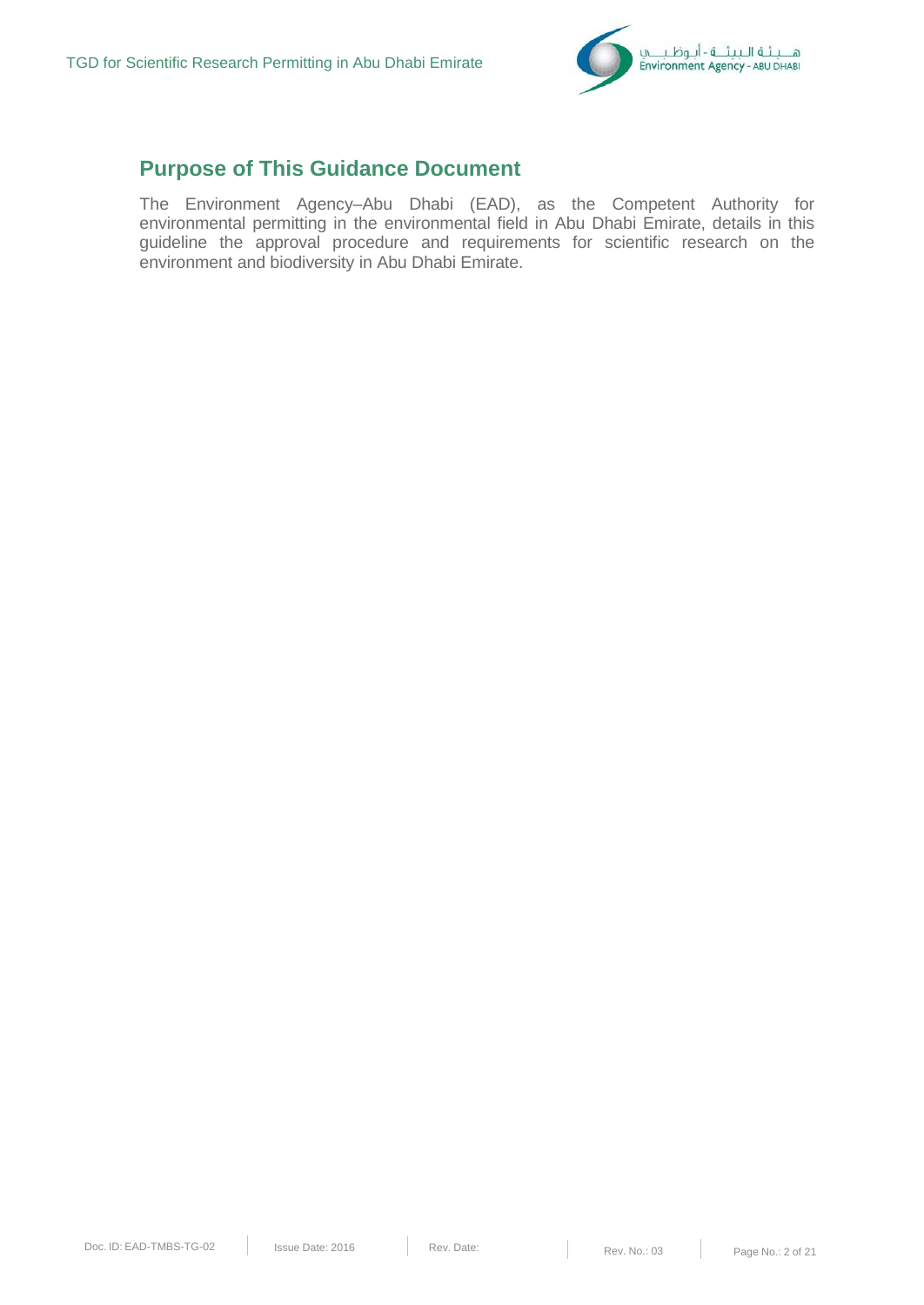## Purpose of This Guidance Document

The Environment Agency–Abu Dhabi (EAD), as the Competent Authority for environmental permitting in the environmental field in Abu Dhabi Emirate, details in this guideline the approval procedure and requirements for scientific research on the environment and biodiversity in Abu Dhabi Emirate.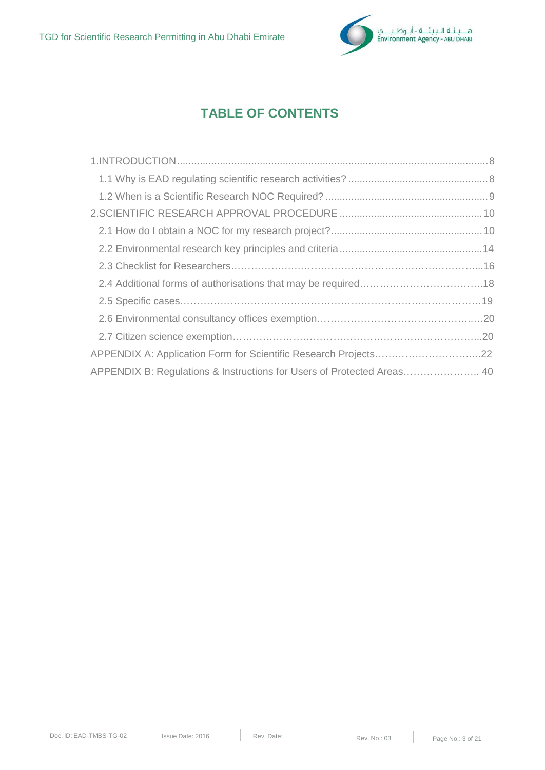# TABLE OF CONTENTS

1.INTRODUCTION ........................................................................................................ 8
  1.1 Why is EAD regulating scientific research activities? ................................................ 8
  1.2 When is a Scientific Research NOC Required? ........................................................ 9
2.SCIENTIFIC RESEARCH APPROVAL PROCEDURE ................................................ 10
  2.1 How do I obtain a NOC for my research project? .................................................... 10
  2.2 Environmental research key principles and criteria ................................................. 14
  2.3 Checklist for Researchers........................................................................................16
  2.4 Additional forms of authorisations that may be required.........................................18
  2.5 Specific cases..........................................................................................................19
  2.6 Environmental consultancy offices exemption.........................................................20
  2.7 Citizen science exemption.......................................................................................20
APPENDIX A: Application Form for Scientific Research Projects.................................22
APPENDIX B: Regulations & Instructions for Users of Protected Areas...................... 40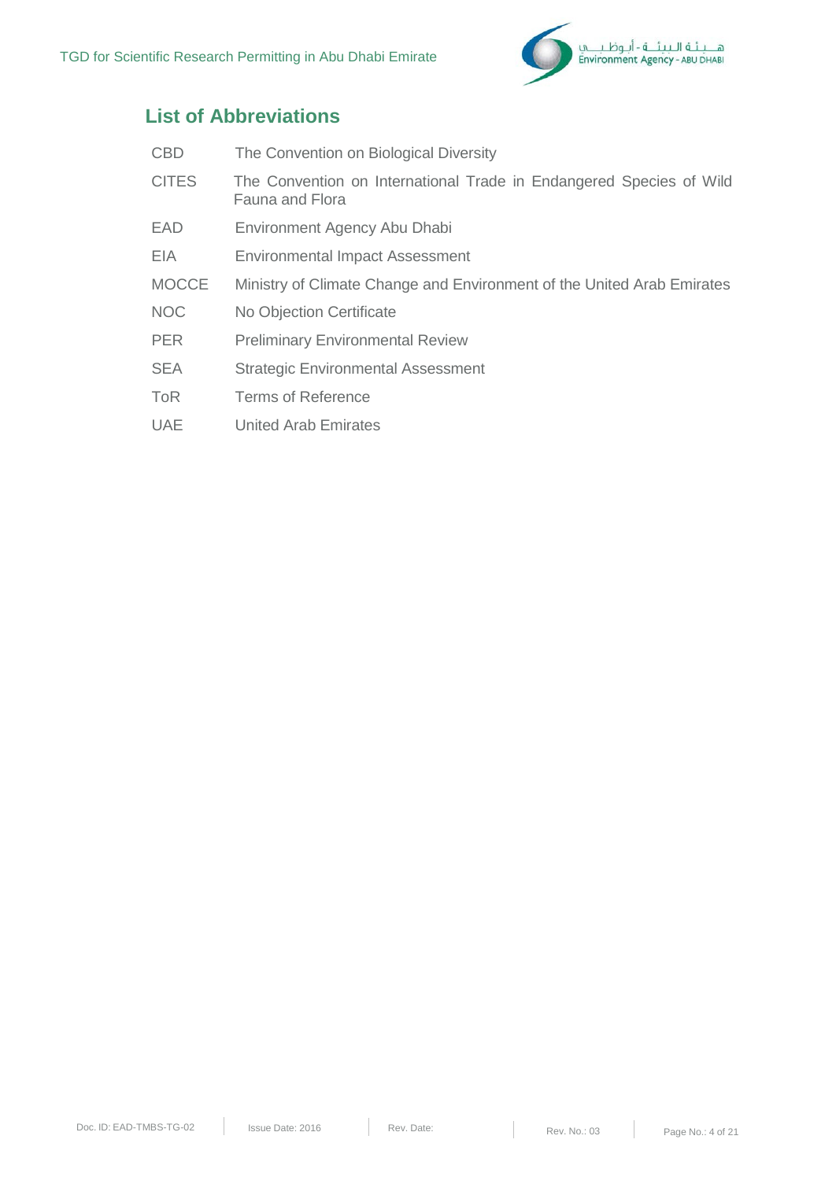## List of Abbreviations

| | |
|---|---|
| CBD | The Convention on Biological Diversity |
| CITES | The Convention on International Trade in Endangered Species of Wild Fauna and Flora |
| EAD | Environment Agency Abu Dhabi |
| EIA | Environmental Impact Assessment |
| MOCCE | Ministry of Climate Change and Environment of the United Arab Emirates |
| NOC | No Objection Certificate |
| PER | Preliminary Environmental Review |
| SEA | Strategic Environmental Assessment |
| ToR | Terms of Reference |
| UAE | United Arab Emirates |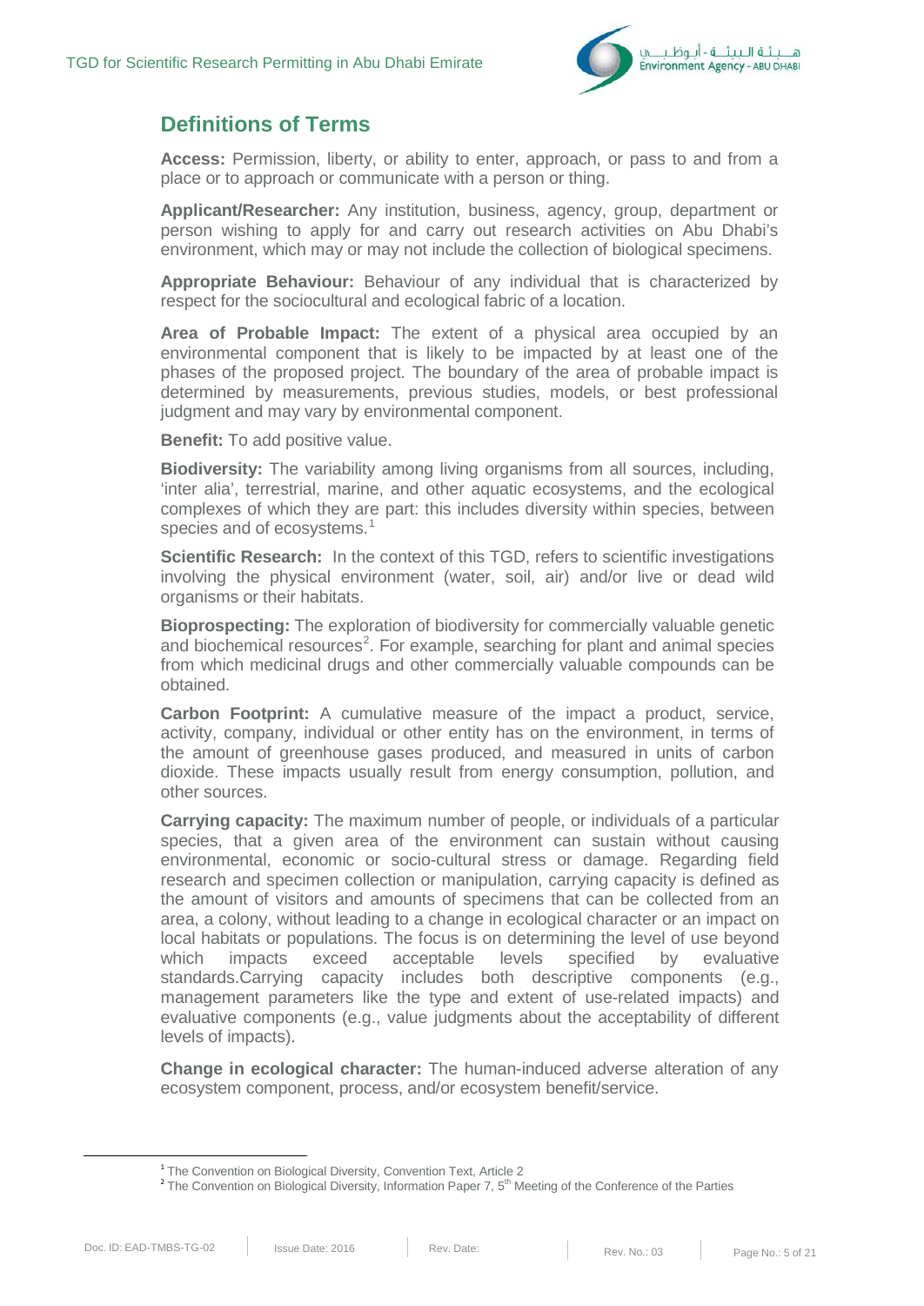## Definitions of Terms

**Access:** Permission, liberty, or ability to enter, approach, or pass to and from a place or to approach or communicate with a person or thing.

**Applicant/Researcher:** Any institution, business, agency, group, department or person wishing to apply for and carry out research activities on Abu Dhabi's environment, which may or may not include the collection of biological specimens.

**Appropriate Behaviour:** Behaviour of any individual that is characterized by respect for the sociocultural and ecological fabric of a location.

**Area of Probable Impact:** The extent of a physical area occupied by an environmental component that is likely to be impacted by at least one of the phases of the proposed project. The boundary of the area of probable impact is determined by measurements, previous studies, models, or best professional judgment and may vary by environmental component.

**Benefit:** To add positive value.

**Biodiversity:** The variability among living organisms from all sources, including, 'inter alia', terrestrial, marine, and other aquatic ecosystems, and the ecological complexes of which they are part: this includes diversity within species, between species and of ecosystems.[1]

**Scientific Research:** In the context of this TGD, refers to scientific investigations involving the physical environment (water, soil, air) and/or live or dead wild organisms or their habitats.

**Bioprospecting:** The exploration of biodiversity for commercially valuable genetic and biochemical resources[2]. For example, searching for plant and animal species from which medicinal drugs and other commercially valuable compounds can be obtained.

**Carbon Footprint:** A cumulative measure of the impact a product, service, activity, company, individual or other entity has on the environment, in terms of the amount of greenhouse gases produced, and measured in units of carbon dioxide. These impacts usually result from energy consumption, pollution, and other sources.

**Carrying capacity:** The maximum number of people, or individuals of a particular species, that a given area of the environment can sustain without causing environmental, economic or socio-cultural stress or damage. Regarding field research and specimen collection or manipulation, carrying capacity is defined as the amount of visitors and amounts of specimens that can be collected from an area, a colony, without leading to a change in ecological character or an impact on local habitats or populations. The focus is on determining the level of use beyond which impacts exceed acceptable levels specified by evaluative standards.Carrying capacity includes both descriptive components (e.g., management parameters like the type and extent of use-related impacts) and evaluative components (e.g., value judgments about the acceptability of different levels of impacts).

**Change in ecological character:** The human-induced adverse alteration of any ecosystem component, process, and/or ecosystem benefit/service.

---

[1] The Convention on Biological Diversity, Convention Text, Article 2

[2] The Convention on Biological Diversity, Information Paper 7, 5th Meeting of the Conference of the Parties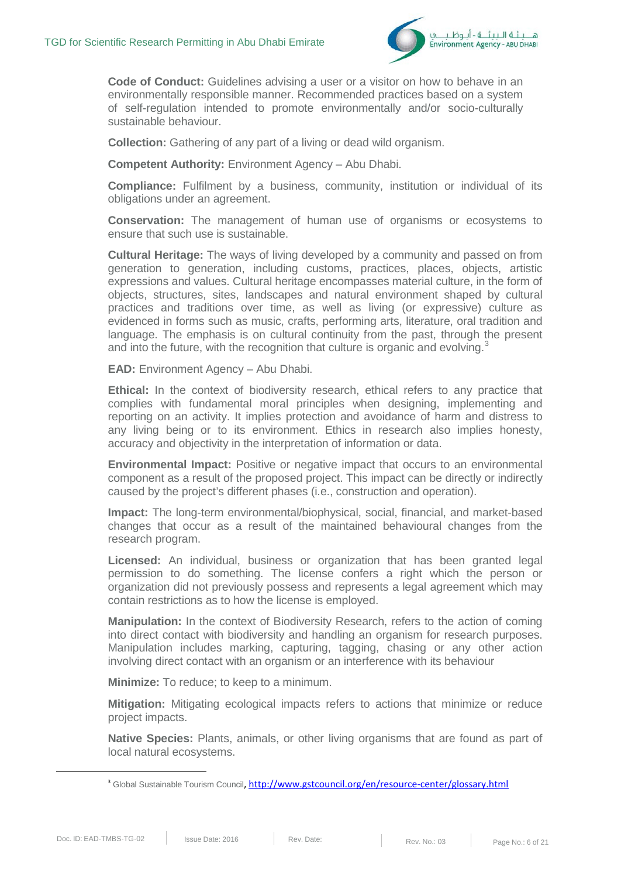**Code of Conduct:** Guidelines advising a user or a visitor on how to behave in an environmentally responsible manner. Recommended practices based on a system of self-regulation intended to promote environmentally and/or socio-culturally sustainable behaviour.

**Collection:** Gathering of any part of a living or dead wild organism.

**Competent Authority:** Environment Agency – Abu Dhabi.

**Compliance:** Fulfilment by a business, community, institution or individual of its obligations under an agreement.

**Conservation:** The management of human use of organisms or ecosystems to ensure that such use is sustainable.

**Cultural Heritage:** The ways of living developed by a community and passed on from generation to generation, including customs, practices, places, objects, artistic expressions and values. Cultural heritage encompasses material culture, in the form of objects, structures, sites, landscapes and natural environment shaped by cultural practices and traditions over time, as well as living (or expressive) culture as evidenced in forms such as music, crafts, performing arts, literature, oral tradition and language. The emphasis is on cultural continuity from the past, through the present and into the future, with the recognition that culture is organic and evolving.[3]

**EAD:** Environment Agency – Abu Dhabi.

**Ethical:** In the context of biodiversity research, ethical refers to any practice that complies with fundamental moral principles when designing, implementing and reporting on an activity. It implies protection and avoidance of harm and distress to any living being or to its environment. Ethics in research also implies honesty, accuracy and objectivity in the interpretation of information or data.

**Environmental Impact:** Positive or negative impact that occurs to an environmental component as a result of the proposed project. This impact can be directly or indirectly caused by the project's different phases (i.e., construction and operation).

**Impact:** The long-term environmental/biophysical, social, financial, and market-based changes that occur as a result of the maintained behavioural changes from the research program.

**Licensed:** An individual, business or organization that has been granted legal permission to do something. The license confers a right which the person or organization did not previously possess and represents a legal agreement which may contain restrictions as to how the license is employed.

**Manipulation:** In the context of Biodiversity Research, refers to the action of coming into direct contact with biodiversity and handling an organism for research purposes. Manipulation includes marking, capturing, tagging, chasing or any other action involving direct contact with an organism or an interference with its behaviour

**Minimize:** To reduce; to keep to a minimum.

**Mitigation:** Mitigating ecological impacts refers to actions that minimize or reduce project impacts.

**Native Species:** Plants, animals, or other living organisms that are found as part of local natural ecosystems.

---

[3] Global Sustainable Tourism Council, http://www.gstcouncil.org/en/resource-center/glossary.html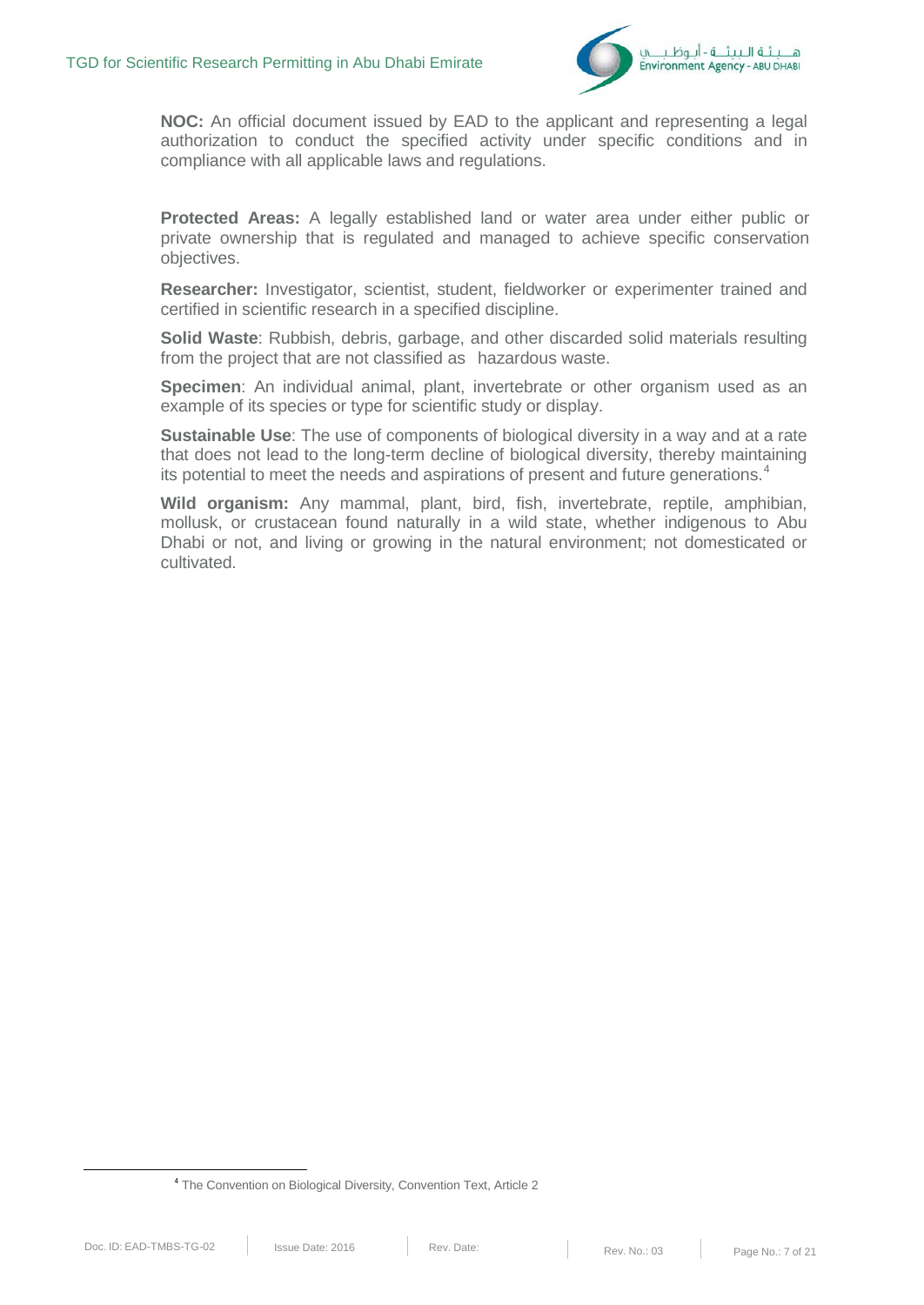**NOC:** An official document issued by EAD to the applicant and representing a legal authorization to conduct the specified activity under specific conditions and in compliance with all applicable laws and regulations.

**Protected Areas:** A legally established land or water area under either public or private ownership that is regulated and managed to achieve specific conservation objectives.

**Researcher:** Investigator, scientist, student, fieldworker or experimenter trained and certified in scientific research in a specified discipline.

**Solid Waste**: Rubbish, debris, garbage, and other discarded solid materials resulting from the project that are not classified as hazardous waste.

**Specimen**: An individual animal, plant, invertebrate or other organism used as an example of its species or type for scientific study or display.

**Sustainable Use**: The use of components of biological diversity in a way and at a rate that does not lead to the long-term decline of biological diversity, thereby maintaining its potential to meet the needs and aspirations of present and future generations.[4]

**Wild organism:** Any mammal, plant, bird, fish, invertebrate, reptile, amphibian, mollusk, or crustacean found naturally in a wild state, whether indigenous to Abu Dhabi or not, and living or growing in the natural environment; not domesticated or cultivated.

[4] The Convention on Biological Diversity, Convention Text, Article 2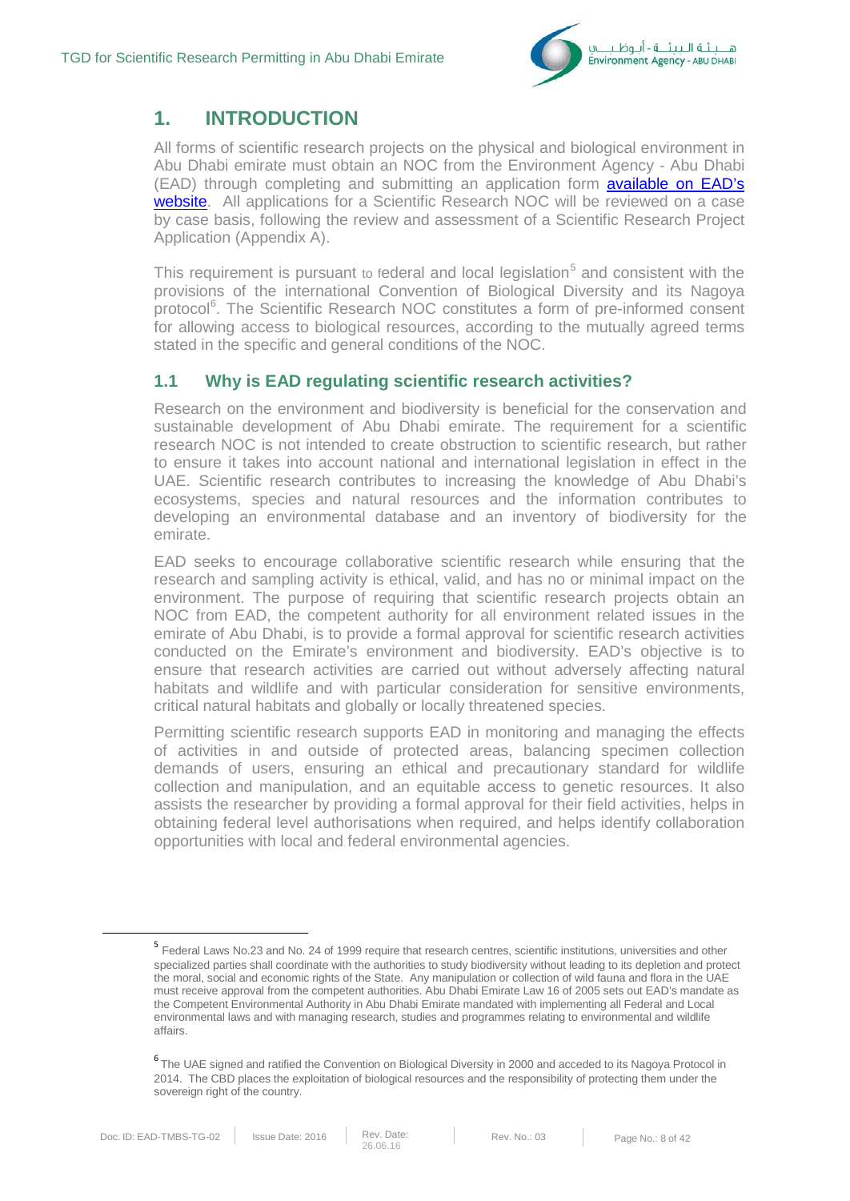# 1. INTRODUCTION

All forms of scientific research projects on the physical and biological environment in Abu Dhabi emirate must obtain an NOC from the Environment Agency - Abu Dhabi (EAD) through completing and submitting an application form available on EAD's website. All applications for a Scientific Research NOC will be reviewed on a case by case basis, following the review and assessment of a Scientific Research Project Application (Appendix A).

This requirement is pursuant to federal and local legislation[5] and consistent with the provisions of the international Convention of Biological Diversity and its Nagoya protocol[6]. The Scientific Research NOC constitutes a form of pre-informed consent for allowing access to biological resources, according to the mutually agreed terms stated in the specific and general conditions of the NOC.

## 1.1 Why is EAD regulating scientific research activities?

Research on the environment and biodiversity is beneficial for the conservation and sustainable development of Abu Dhabi emirate. The requirement for a scientific research NOC is not intended to create obstruction to scientific research, but rather to ensure it takes into account national and international legislation in effect in the UAE. Scientific research contributes to increasing the knowledge of Abu Dhabi's ecosystems, species and natural resources and the information contributes to developing an environmental database and an inventory of biodiversity for the emirate.

EAD seeks to encourage collaborative scientific research while ensuring that the research and sampling activity is ethical, valid, and has no or minimal impact on the environment. The purpose of requiring that scientific research projects obtain an NOC from EAD, the competent authority for all environment related issues in the emirate of Abu Dhabi, is to provide a formal approval for scientific research activities conducted on the Emirate's environment and biodiversity. EAD's objective is to ensure that research activities are carried out without adversely affecting natural habitats and wildlife and with particular consideration for sensitive environments, critical natural habitats and globally or locally threatened species.

Permitting scientific research supports EAD in monitoring and managing the effects of activities in and outside of protected areas, balancing specimen collection demands of users, ensuring an ethical and precautionary standard for wildlife collection and manipulation, and an equitable access to genetic resources. It also assists the researcher by providing a formal approval for their field activities, helps in obtaining federal level authorisations when required, and helps identify collaboration opportunities with local and federal environmental agencies.

---

[5] Federal Laws No.23 and No. 24 of 1999 require that research centres, scientific institutions, universities and other specialized parties shall coordinate with the authorities to study biodiversity without leading to its depletion and protect the moral, social and economic rights of the State. Any manipulation or collection of wild fauna and flora in the UAE must receive approval from the competent authorities. Abu Dhabi Emirate Law 16 of 2005 sets out EAD's mandate as the Competent Environmental Authority in Abu Dhabi Emirate mandated with implementing all Federal and Local environmental laws and with managing research, studies and programmes relating to environmental and wildlife affairs.

[6] The UAE signed and ratified the Convention on Biological Diversity in 2000 and acceded to its Nagoya Protocol in 2014. The CBD places the exploitation of biological resources and the responsibility of protecting them under the sovereign right of the country.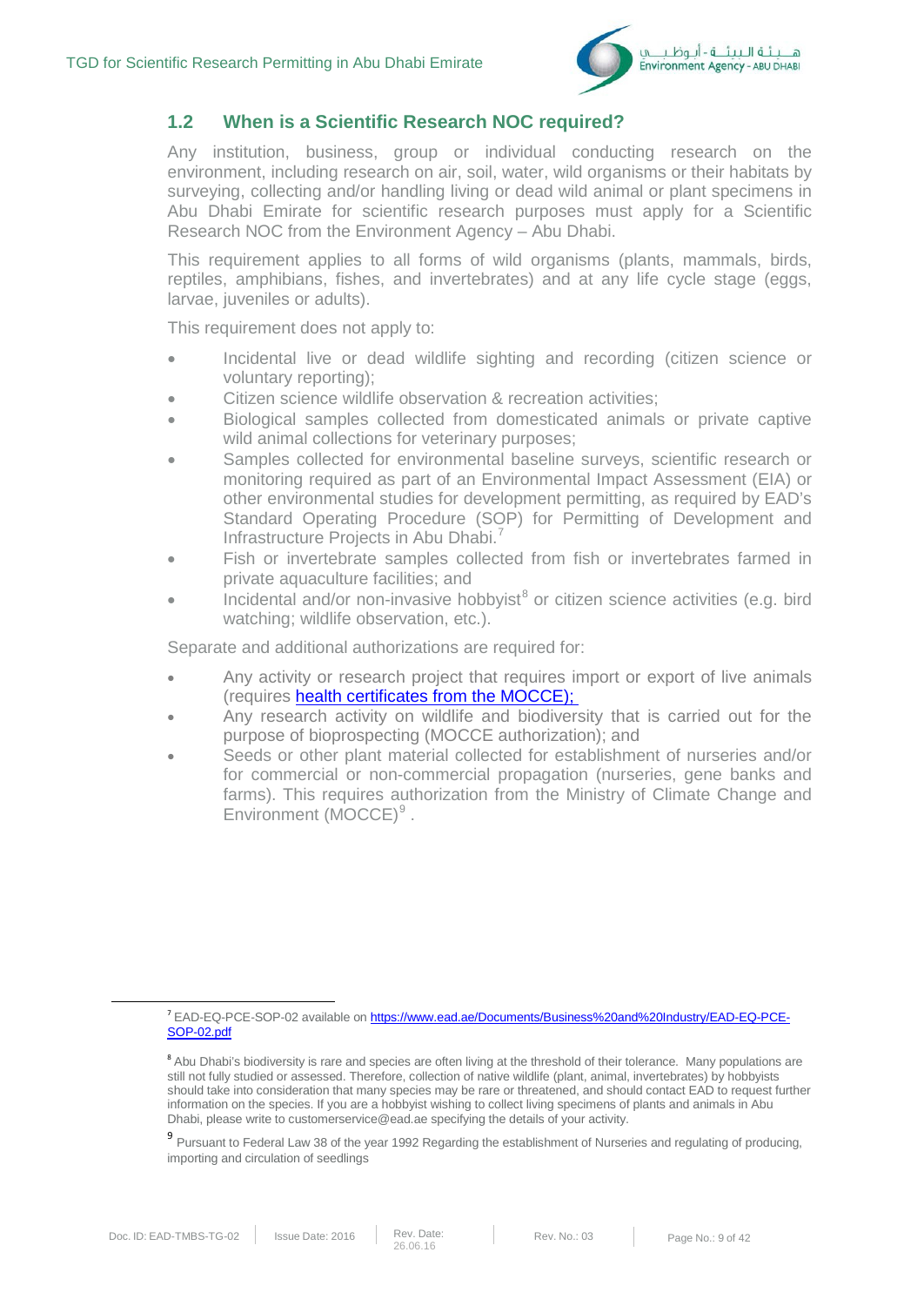## 1.2 When is a Scientific Research NOC required?

Any institution, business, group or individual conducting research on the environment, including research on air, soil, water, wild organisms or their habitats by surveying, collecting and/or handling living or dead wild animal or plant specimens in Abu Dhabi Emirate for scientific research purposes must apply for a Scientific Research NOC from the Environment Agency – Abu Dhabi.

This requirement applies to all forms of wild organisms (plants, mammals, birds, reptiles, amphibians, fishes, and invertebrates) and at any life cycle stage (eggs, larvae, juveniles or adults).

This requirement does not apply to:

- Incidental live or dead wildlife sighting and recording (citizen science or voluntary reporting);
- Citizen science wildlife observation & recreation activities;
- Biological samples collected from domesticated animals or private captive wild animal collections for veterinary purposes;
- Samples collected for environmental baseline surveys, scientific research or monitoring required as part of an Environmental Impact Assessment (EIA) or other environmental studies for development permitting, as required by EAD's Standard Operating Procedure (SOP) for Permitting of Development and Infrastructure Projects in Abu Dhabi.[7]
- Fish or invertebrate samples collected from fish or invertebrates farmed in private aquaculture facilities; and
- Incidental and/or non-invasive hobbyist[8] or citizen science activities (e.g. bird watching; wildlife observation, etc.).

Separate and additional authorizations are required for:

- Any activity or research project that requires import or export of live animals (requires health certificates from the MOCCE);
- Any research activity on wildlife and biodiversity that is carried out for the purpose of bioprospecting (MOCCE authorization); and
- Seeds or other plant material collected for establishment of nurseries and/or for commercial or non-commercial propagation (nurseries, gene banks and farms). This requires authorization from the Ministry of Climate Change and Environment (MOCCE)[9] .

---

[7] EAD-EQ-PCE-SOP-02 available on https://www.ead.ae/Documents/Business%20and%20Industry/EAD-EQ-PCE-SOP-02.pdf

[8] Abu Dhabi's biodiversity is rare and species are often living at the threshold of their tolerance. Many populations are still not fully studied or assessed. Therefore, collection of native wildlife (plant, animal, invertebrates) by hobbyists should take into consideration that many species may be rare or threatened, and should contact EAD to request further information on the species. If you are a hobbyist wishing to collect living specimens of plants and animals in Abu Dhabi, please write to customerservice@ead.ae specifying the details of your activity.

[9] Pursuant to Federal Law 38 of the year 1992 Regarding the establishment of Nurseries and regulating of producing, importing and circulation of seedlings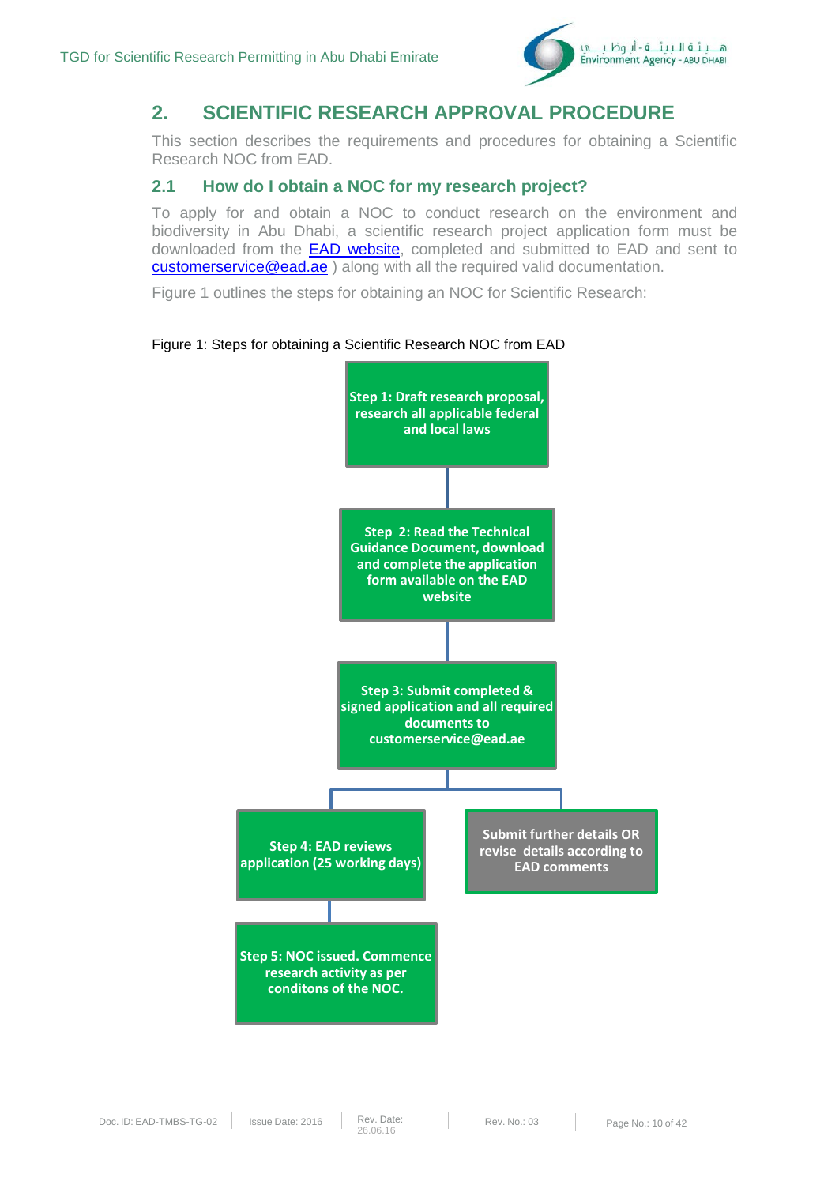## 2. SCIENTIFIC RESEARCH APPROVAL PROCEDURE

This section describes the requirements and procedures for obtaining a Scientific Research NOC from EAD.

### 2.1 How do I obtain a NOC for my research project?

To apply for and obtain a NOC to conduct research on the environment and biodiversity in Abu Dhabi, a scientific research project application form must be downloaded from the EAD website, completed and submitted to EAD and sent to customerservice@ead.ae ) along with all the required valid documentation.

Figure 1 outlines the steps for obtaining an NOC for Scientific Research:

Figure 1: Steps for obtaining a Scientific Research NOC from EAD

**Step 1: Draft research proposal, research all applicable federal and local laws**

**Step 2: Read the Technical Guidance Document, download and complete the application form available on the EAD website**

**Step 3: Submit completed & signed application and all required documents to customerservice@ead.ae**

**Step 4: EAD reviews application (25 working days)**

**Submit further details OR revise details according to EAD comments**

**Step 5: NOC issued. Commence research activity as per conditons of the NOC.**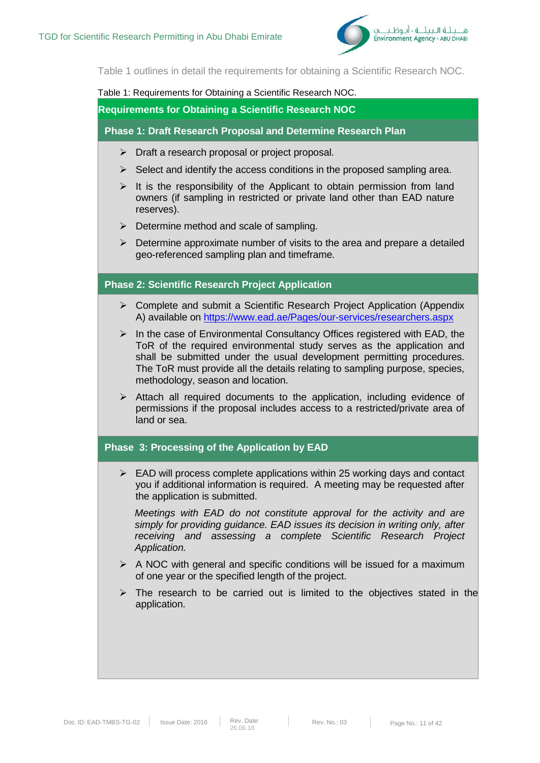Table 1 outlines in detail the requirements for obtaining a Scientific Research NOC.

Table 1: Requirements for Obtaining a Scientific Research NOC.

**Requirements for Obtaining a Scientific Research NOC**

**Phase 1: Draft Research Proposal and Determine Research Plan**

- Draft a research proposal or project proposal.
- Select and identify the access conditions in the proposed sampling area.
- It is the responsibility of the Applicant to obtain permission from land owners (if sampling in restricted or private land other than EAD nature reserves).
- Determine method and scale of sampling.
- Determine approximate number of visits to the area and prepare a detailed geo-referenced sampling plan and timeframe.

**Phase 2: Scientific Research Project Application**

- Complete and submit a Scientific Research Project Application (Appendix A) available on https://www.ead.ae/Pages/our-services/researchers.aspx
- In the case of Environmental Consultancy Offices registered with EAD, the ToR of the required environmental study serves as the application and shall be submitted under the usual development permitting procedures. The ToR must provide all the details relating to sampling purpose, species, methodology, season and location.
- Attach all required documents to the application, including evidence of permissions if the proposal includes access to a restricted/private area of land or sea.

**Phase 3: Processing of the Application by EAD**

- EAD will process complete applications within 25 working days and contact you if additional information is required. A meeting may be requested after the application is submitted.

  *Meetings with EAD do not constitute approval for the activity and are simply for providing guidance. EAD issues its decision in writing only, after receiving and assessing a complete Scientific Research Project Application.*

- A NOC with general and specific conditions will be issued for a maximum of one year or the specified length of the project.
- The research to be carried out is limited to the objectives stated in the application.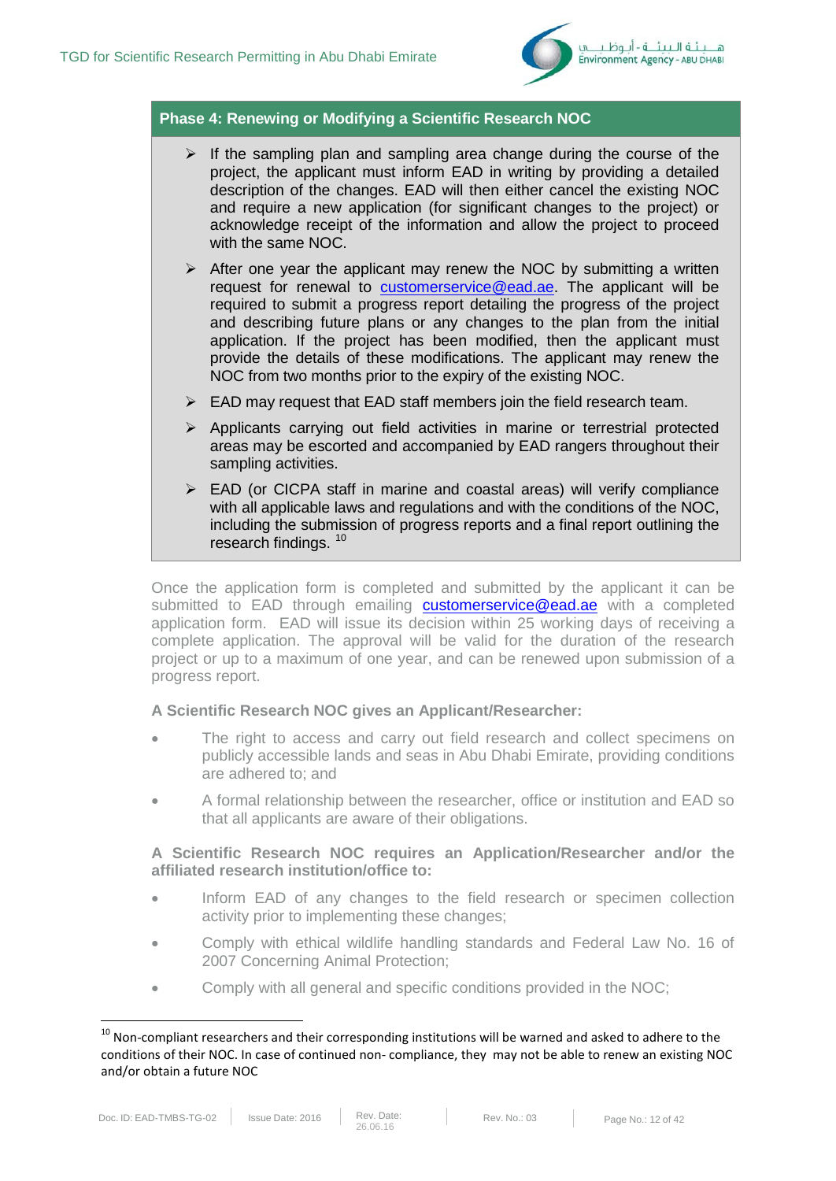**Phase 4: Renewing or Modifying a Scientific Research NOC**

- If the sampling plan and sampling area change during the course of the project, the applicant must inform EAD in writing by providing a detailed description of the changes. EAD will then either cancel the existing NOC and require a new application (for significant changes to the project) or acknowledge receipt of the information and allow the project to proceed with the same NOC.
- After one year the applicant may renew the NOC by submitting a written request for renewal to customerservice@ead.ae. The applicant will be required to submit a progress report detailing the progress of the project and describing future plans or any changes to the plan from the initial application. If the project has been modified, then the applicant must provide the details of these modifications. The applicant may renew the NOC from two months prior to the expiry of the existing NOC.
- EAD may request that EAD staff members join the field research team.
- Applicants carrying out field activities in marine or terrestrial protected areas may be escorted and accompanied by EAD rangers throughout their sampling activities.
- EAD (or CICPA staff in marine and coastal areas) will verify compliance with all applicable laws and regulations and with the conditions of the NOC, including the submission of progress reports and a final report outlining the research findings. [10]

Once the application form is completed and submitted by the applicant it can be submitted to EAD through emailing customerservice@ead.ae with a completed application form. EAD will issue its decision within 25 working days of receiving a complete application. The approval will be valid for the duration of the research project or up to a maximum of one year, and can be renewed upon submission of a progress report.

**A Scientific Research NOC gives an Applicant/Researcher:**

- The right to access and carry out field research and collect specimens on publicly accessible lands and seas in Abu Dhabi Emirate, providing conditions are adhered to; and
- A formal relationship between the researcher, office or institution and EAD so that all applicants are aware of their obligations.

**A Scientific Research NOC requires an Application/Researcher and/or the affiliated research institution/office to:**

- Inform EAD of any changes to the field research or specimen collection activity prior to implementing these changes;
- Comply with ethical wildlife handling standards and Federal Law No. 16 of 2007 Concerning Animal Protection;
- Comply with all general and specific conditions provided in the NOC;

[10] Non-compliant researchers and their corresponding institutions will be warned and asked to adhere to the conditions of their NOC. In case of continued non- compliance, they may not be able to renew an existing NOC and/or obtain a future NOC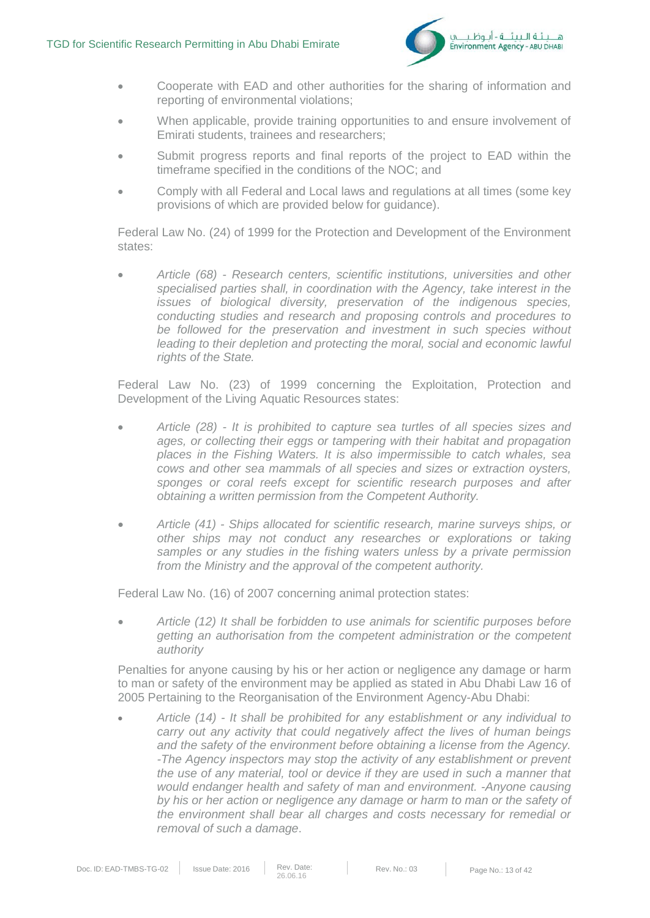- Cooperate with EAD and other authorities for the sharing of information and reporting of environmental violations;
- When applicable, provide training opportunities to and ensure involvement of Emirati students, trainees and researchers;
- Submit progress reports and final reports of the project to EAD within the timeframe specified in the conditions of the NOC; and
- Comply with all Federal and Local laws and regulations at all times (some key provisions of which are provided below for guidance).

Federal Law No. (24) of 1999 for the Protection and Development of the Environment states:

- *Article (68) - Research centers, scientific institutions, universities and other specialised parties shall, in coordination with the Agency, take interest in the issues of biological diversity, preservation of the indigenous species, conducting studies and research and proposing controls and procedures to be followed for the preservation and investment in such species without leading to their depletion and protecting the moral, social and economic lawful rights of the State.*

Federal Law No. (23) of 1999 concerning the Exploitation, Protection and Development of the Living Aquatic Resources states:

- *Article (28) - It is prohibited to capture sea turtles of all species sizes and ages, or collecting their eggs or tampering with their habitat and propagation places in the Fishing Waters. It is also impermissible to catch whales, sea cows and other sea mammals of all species and sizes or extraction oysters, sponges or coral reefs except for scientific research purposes and after obtaining a written permission from the Competent Authority.*
- *Article (41) - Ships allocated for scientific research, marine surveys ships, or other ships may not conduct any researches or explorations or taking samples or any studies in the fishing waters unless by a private permission from the Ministry and the approval of the competent authority.*

Federal Law No. (16) of 2007 concerning animal protection states:

- *Article (12) It shall be forbidden to use animals for scientific purposes before getting an authorisation from the competent administration or the competent authority*

Penalties for anyone causing by his or her action or negligence any damage or harm to man or safety of the environment may be applied as stated in Abu Dhabi Law 16 of 2005 Pertaining to the Reorganisation of the Environment Agency-Abu Dhabi:

- *Article (14) - It shall be prohibited for any establishment or any individual to carry out any activity that could negatively affect the lives of human beings and the safety of the environment before obtaining a license from the Agency. -The Agency inspectors may stop the activity of any establishment or prevent the use of any material, tool or device if they are used in such a manner that would endanger health and safety of man and environment. -Anyone causing by his or her action or negligence any damage or harm to man or the safety of the environment shall bear all charges and costs necessary for remedial or removal of such a damage*.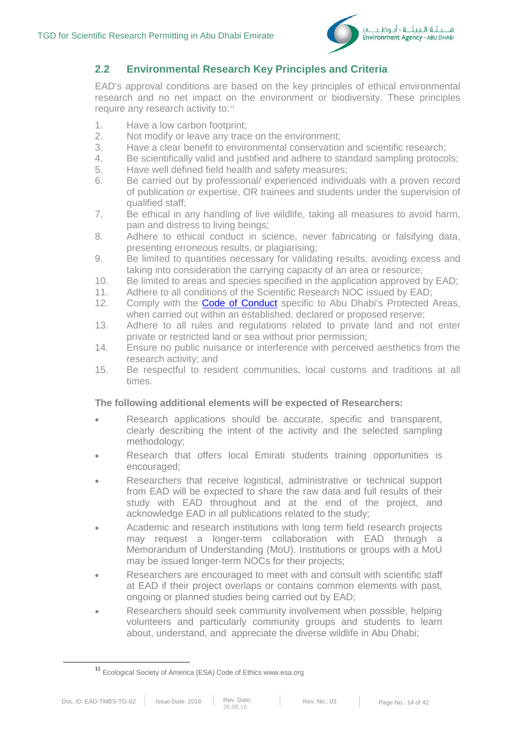## 2.2 Environmental Research Key Principles and Criteria

EAD's approval conditions are based on the key principles of ethical environmental research and no net impact on the environment or biodiversity. These principles require any research activity to:[11]

1. Have a low carbon footprint;
2. Not modify or leave any trace on the environment;
3. Have a clear benefit to environmental conservation and scientific research;
4. Be scientifically valid and justified and adhere to standard sampling protocols;
5. Have well defined field health and safety measures;
6. Be carried out by professional/ experienced individuals with a proven record of publication or expertise, OR trainees and students under the supervision of qualified staff;
7. Be ethical in any handling of live wildlife, taking all measures to avoid harm, pain and distress to living beings;
8. Adhere to ethical conduct in science, never fabricating or falsifying data, presenting erroneous results, or plagiarising;
9. Be limited to quantities necessary for validating results, avoiding excess and taking into consideration the carrying capacity of an area or resource;
10. Be limited to areas and species specified in the application approved by EAD;
11. Adhere to all conditions of the Scientific Research NOC issued by EAD;
12. Comply with the Code of Conduct specific to Abu Dhabi's Protected Areas, when carried out within an established, declared or proposed reserve;
13. Adhere to all rules and regulations related to private land and not enter private or restricted land or sea without prior permission;
14. Ensure no public nuisance or interference with perceived aesthetics from the research activity; and
15. Be respectful to resident communities, local customs and traditions at all times.

**The following additional elements will be expected of Researchers:**

- Research applications should be accurate, specific and transparent, clearly describing the intent of the activity and the selected sampling methodology;
- Research that offers local Emirati students training opportunities is encouraged;
- Researchers that receive logistical, administrative or technical support from EAD will be expected to share the raw data and full results of their study with EAD throughout and at the end of the project, and acknowledge EAD in all publications related to the study;
- Academic and research institutions with long term field research projects may request a longer-term collaboration with EAD through a Memorandum of Understanding (MoU). Institutions or groups with a MoU may be issued longer-term NOCs for their projects;
- Researchers are encouraged to meet with and consult with scientific staff at EAD if their project overlaps or contains common elements with past, ongoing or planned studies being carried out by EAD;
- Researchers should seek community involvement when possible, helping volunteers and particularly community groups and students to learn about, understand, and appreciate the diverse wildlife in Abu Dhabi;

[11] Ecological Society of America (ESA) Code of Ethics www.esa.org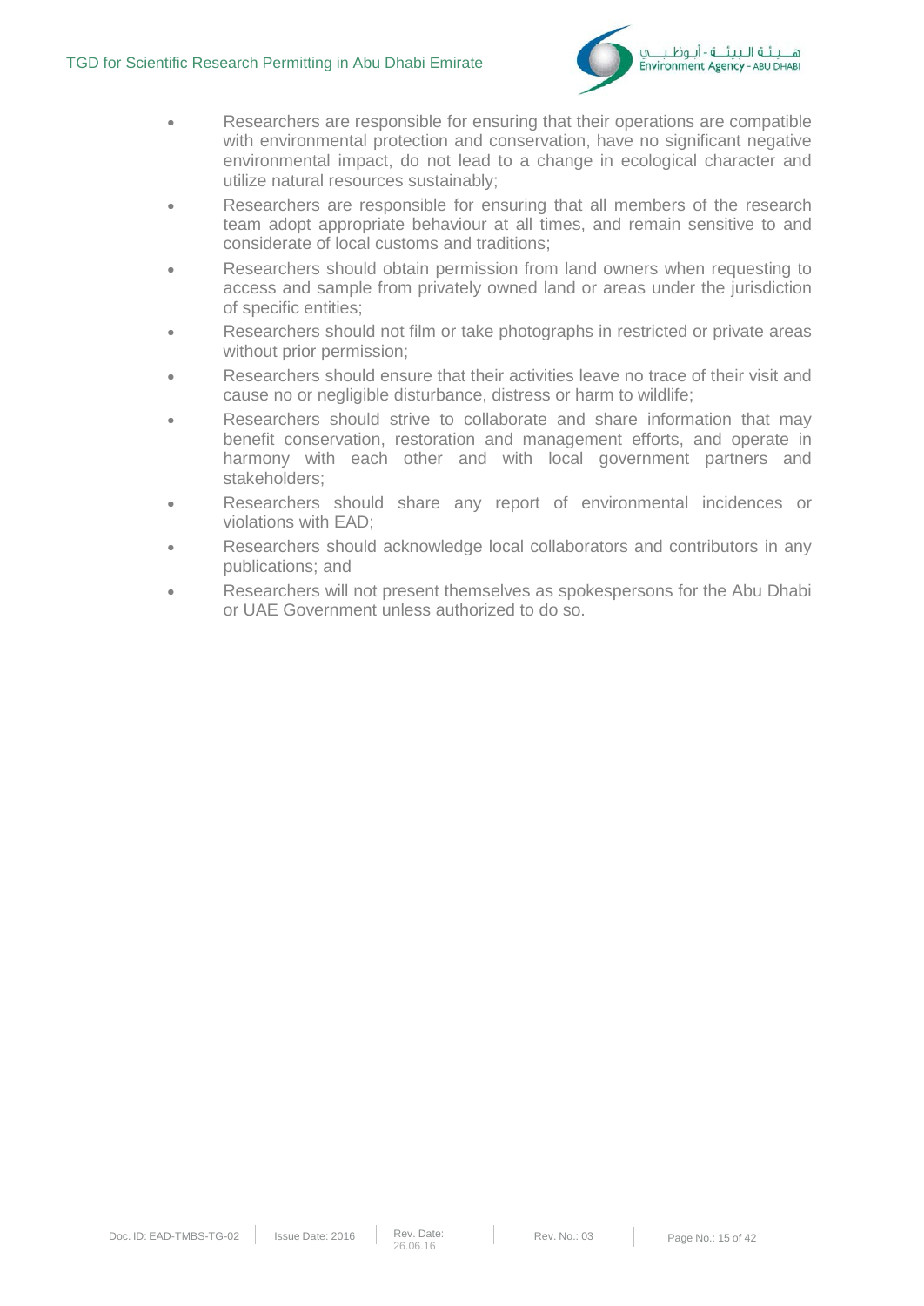- Researchers are responsible for ensuring that their operations are compatible with environmental protection and conservation, have no significant negative environmental impact, do not lead to a change in ecological character and utilize natural resources sustainably;
- Researchers are responsible for ensuring that all members of the research team adopt appropriate behaviour at all times, and remain sensitive to and considerate of local customs and traditions;
- Researchers should obtain permission from land owners when requesting to access and sample from privately owned land or areas under the jurisdiction of specific entities;
- Researchers should not film or take photographs in restricted or private areas without prior permission;
- Researchers should ensure that their activities leave no trace of their visit and cause no or negligible disturbance, distress or harm to wildlife;
- Researchers should strive to collaborate and share information that may benefit conservation, restoration and management efforts, and operate in harmony with each other and with local government partners and stakeholders;
- Researchers should share any report of environmental incidences or violations with EAD;
- Researchers should acknowledge local collaborators and contributors in any publications; and
- Researchers will not present themselves as spokespersons for the Abu Dhabi or UAE Government unless authorized to do so.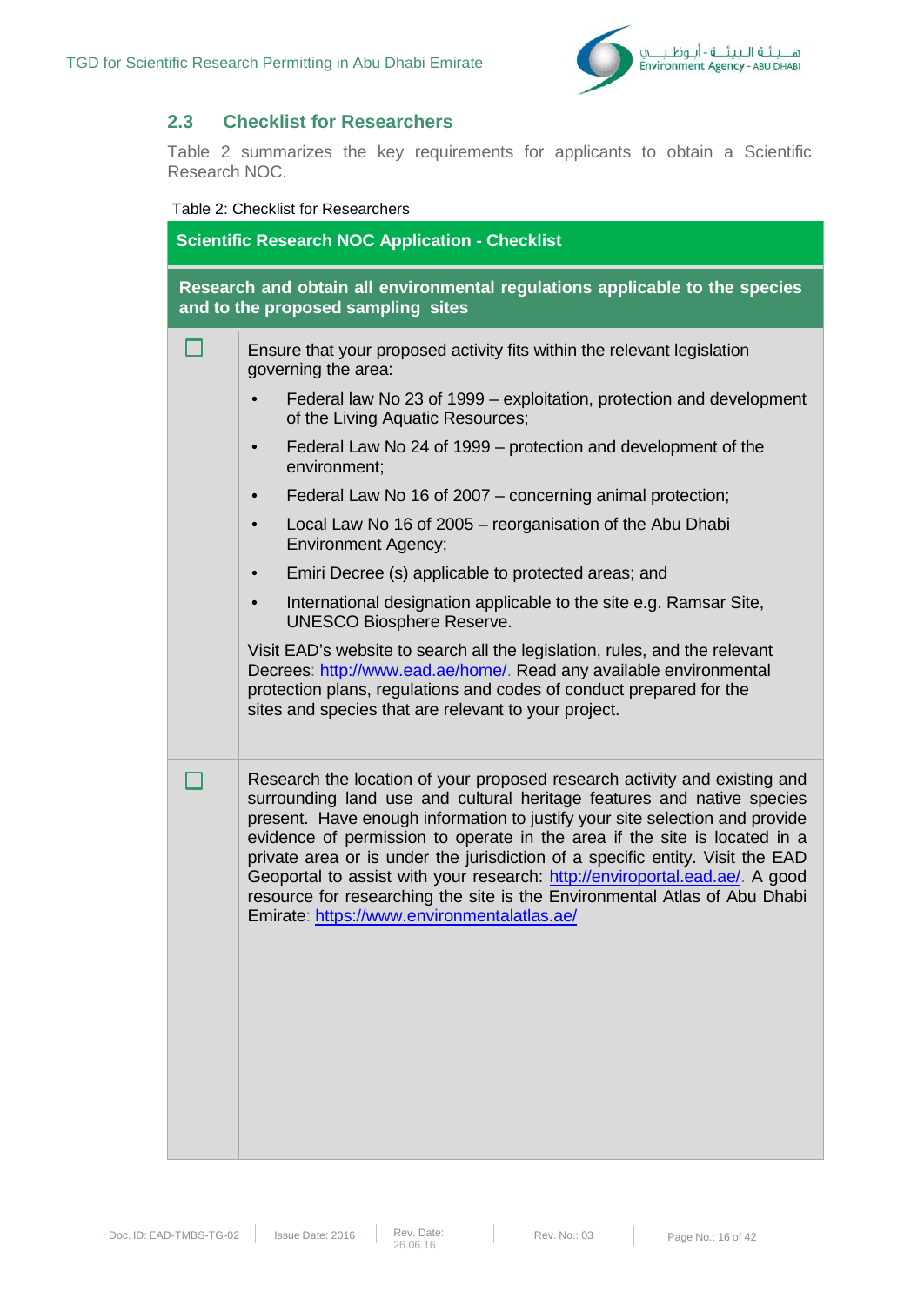## 2.3 Checklist for Researchers

Table 2 summarizes the key requirements for applicants to obtain a Scientific Research NOC.

Table 2: Checklist for Researchers

| Scientific Research NOC Application - Checklist | |
|---|---|
| **Research and obtain all environmental regulations applicable to the species and to the proposed sampling sites** | |
| ☐ | Ensure that your proposed activity fits within the relevant legislation governing the area:<br>• Federal law No 23 of 1999 – exploitation, protection and development of the Living Aquatic Resources;<br>• Federal Law No 24 of 1999 – protection and development of the environment;<br>• Federal Law No 16 of 2007 – concerning animal protection;<br>• Local Law No 16 of 2005 – reorganisation of the Abu Dhabi Environment Agency;<br>• Emiri Decree (s) applicable to protected areas; and<br>• International designation applicable to the site e.g. Ramsar Site, UNESCO Biosphere Reserve.<br>Visit EAD's website to search all the legislation, rules, and the relevant Decrees: http://www.ead.ae/home/. Read any available environmental protection plans, regulations and codes of conduct prepared for the sites and species that are relevant to your project. |
| ☐ | Research the location of your proposed research activity and existing and surrounding land use and cultural heritage features and native species present. Have enough information to justify your site selection and provide evidence of permission to operate in the area if the site is located in a private area or is under the jurisdiction of a specific entity. Visit the EAD Geoportal to assist with your research: http://enviroportal.ead.ae/. A good resource for researching the site is the Environmental Atlas of Abu Dhabi Emirate: https://www.environmentalatlas.ae/ |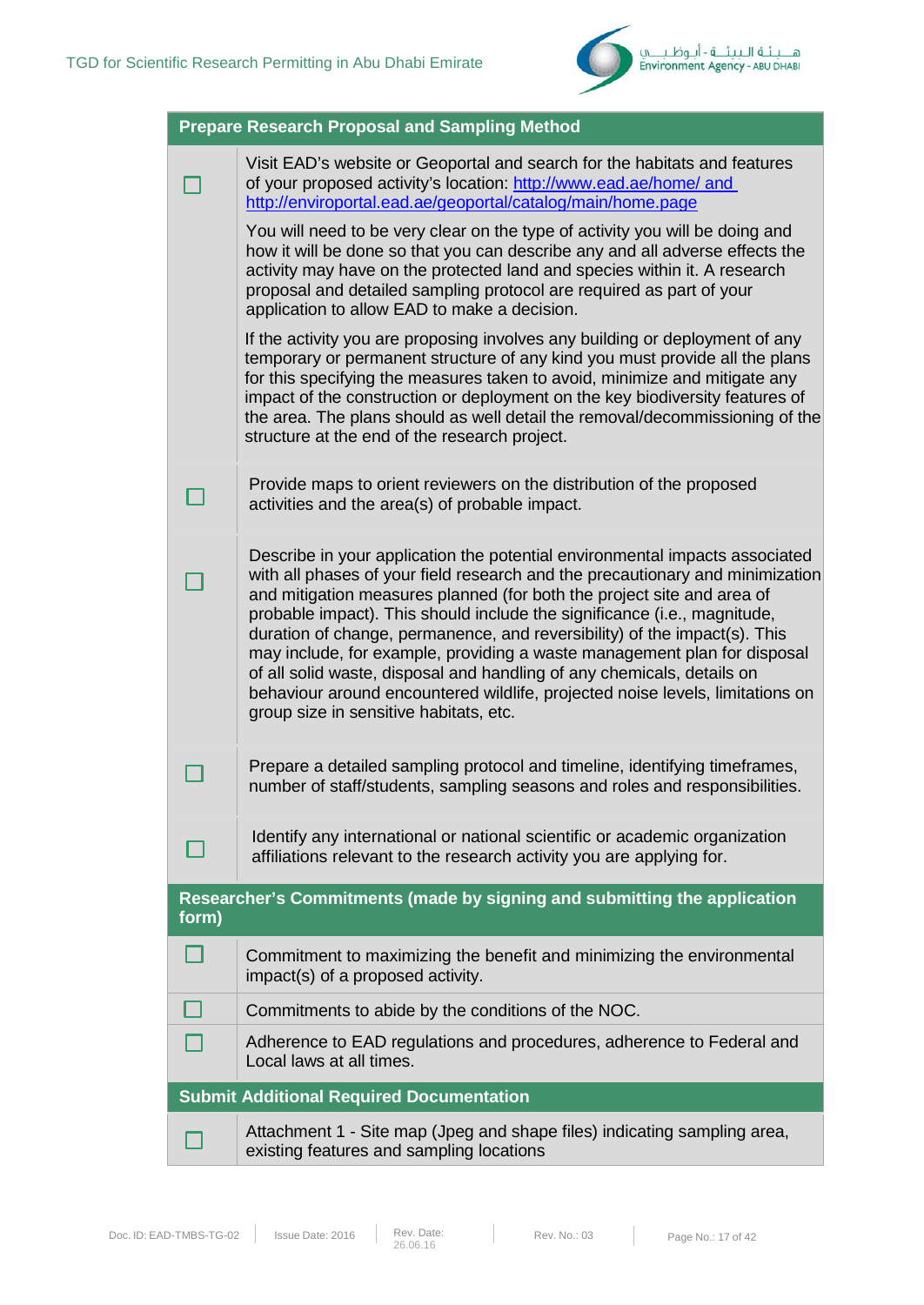| Prepare Research Proposal and Sampling Method | |
|---|---|
| ☐ | Visit EAD's website or Geoportal and search for the habitats and features of your proposed activity's location: http://www.ead.ae/home/ and http://enviroportal.ead.ae/geoportal/catalog/main/home.page<br><br>You will need to be very clear on the type of activity you will be doing and how it will be done so that you can describe any and all adverse effects the activity may have on the protected land and species within it. A research proposal and detailed sampling protocol are required as part of your application to allow EAD to make a decision.<br><br>If the activity you are proposing involves any building or deployment of any temporary or permanent structure of any kind you must provide all the plans for this specifying the measures taken to avoid, minimize and mitigate any impact of the construction or deployment on the key biodiversity features of the area. The plans should as well detail the removal/decommissioning of the structure at the end of the research project. |
| ☐ | Provide maps to orient reviewers on the distribution of the proposed activities and the area(s) of probable impact. |
| ☐ | Describe in your application the potential environmental impacts associated with all phases of your field research and the precautionary and minimization and mitigation measures planned (for both the project site and area of probable impact). This should include the significance (i.e., magnitude, duration of change, permanence, and reversibility) of the impact(s). This may include, for example, providing a waste management plan for disposal of all solid waste, disposal and handling of any chemicals, details on behaviour around encountered wildlife, projected noise levels, limitations on group size in sensitive habitats, etc. |
| ☐ | Prepare a detailed sampling protocol and timeline, identifying timeframes, number of staff/students, sampling seasons and roles and responsibilities. |
| ☐ | Identify any international or national scientific or academic organization affiliations relevant to the research activity you are applying for. |
| **Researcher's Commitments (made by signing and submitting the application form)** | |
| ☐ | Commitment to maximizing the benefit and minimizing the environmental impact(s) of a proposed activity. |
| ☐ | Commitments to abide by the conditions of the NOC. |
| ☐ | Adherence to EAD regulations and procedures, adherence to Federal and Local laws at all times. |
| **Submit Additional Required Documentation** | |
| ☐ | Attachment 1 - Site map (Jpeg and shape files) indicating sampling area, existing features and sampling locations |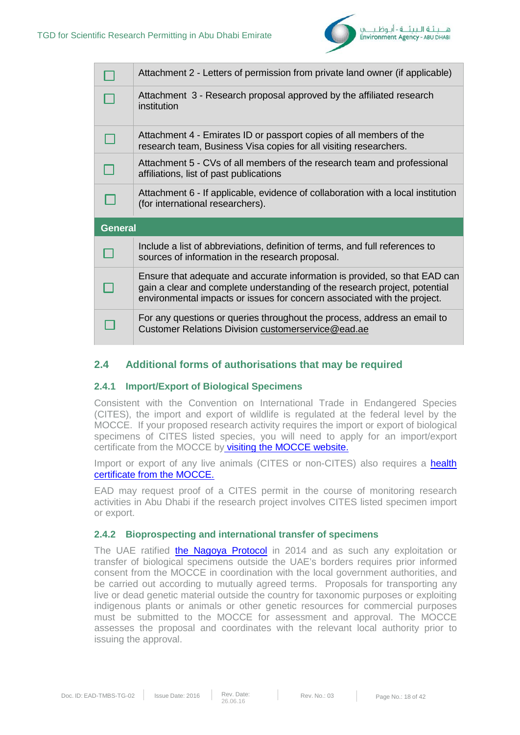| | |
|---|---|
| ☐ | Attachment 2 - Letters of permission from private land owner (if applicable) |
| ☐ | Attachment 3 - Research proposal approved by the affiliated research institution |
| ☐ | Attachment 4 - Emirates ID or passport copies of all members of the research team, Business Visa copies for all visiting researchers. |
| ☐ | Attachment 5 - CVs of all members of the research team and professional affiliations, list of past publications |
| ☐ | Attachment 6 - If applicable, evidence of collaboration with a local institution (for international researchers). |
| **General** | |
| ☐ | Include a list of abbreviations, definition of terms, and full references to sources of information in the research proposal. |
| ☐ | Ensure that adequate and accurate information is provided, so that EAD can gain a clear and complete understanding of the research project, potential environmental impacts or issues for concern associated with the project. |
| ☐ | For any questions or queries throughout the process, address an email to Customer Relations Division customerservice@ead.ae |

## 2.4 Additional forms of authorisations that may be required

### 2.4.1 Import/Export of Biological Specimens

Consistent with the Convention on International Trade in Endangered Species (CITES), the import and export of wildlife is regulated at the federal level by the MOCCE. If your proposed research activity requires the import or export of biological specimens of CITES listed species, you will need to apply for an import/export certificate from the MOCCE by visiting the MOCCE website.

Import or export of any live animals (CITES or non-CITES) also requires a health certificate from the MOCCE.

EAD may request proof of a CITES permit in the course of monitoring research activities in Abu Dhabi if the research project involves CITES listed specimen import or export.

### 2.4.2 Bioprospecting and international transfer of specimens

The UAE ratified the Nagoya Protocol in 2014 and as such any exploitation or transfer of biological specimens outside the UAE's borders requires prior informed consent from the MOCCE in coordination with the local government authorities, and be carried out according to mutually agreed terms. Proposals for transporting any live or dead genetic material outside the country for taxonomic purposes or exploiting indigenous plants or animals or other genetic resources for commercial purposes must be submitted to the MOCCE for assessment and approval. The MOCCE assesses the proposal and coordinates with the relevant local authority prior to issuing the approval.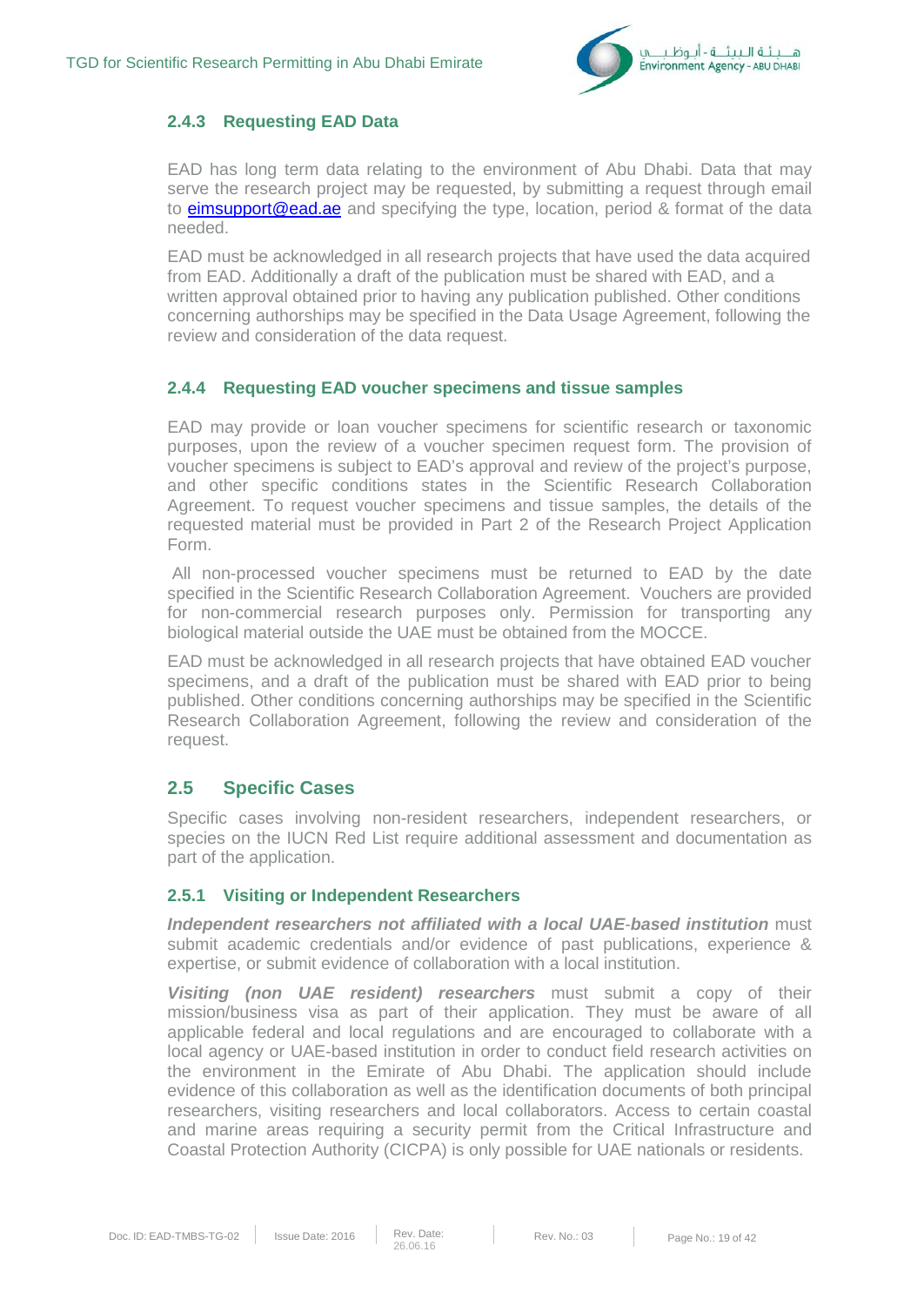### 2.4.3 Requesting EAD Data

EAD has long term data relating to the environment of Abu Dhabi. Data that may serve the research project may be requested, by submitting a request through email to eimsupport@ead.ae and specifying the type, location, period & format of the data needed.

EAD must be acknowledged in all research projects that have used the data acquired from EAD. Additionally a draft of the publication must be shared with EAD, and a written approval obtained prior to having any publication published. Other conditions concerning authorships may be specified in the Data Usage Agreement, following the review and consideration of the data request.

### 2.4.4 Requesting EAD voucher specimens and tissue samples

EAD may provide or loan voucher specimens for scientific research or taxonomic purposes, upon the review of a voucher specimen request form. The provision of voucher specimens is subject to EAD's approval and review of the project's purpose, and other specific conditions states in the Scientific Research Collaboration Agreement. To request voucher specimens and tissue samples, the details of the requested material must be provided in Part 2 of the Research Project Application Form.

All non-processed voucher specimens must be returned to EAD by the date specified in the Scientific Research Collaboration Agreement. Vouchers are provided for non-commercial research purposes only. Permission for transporting any biological material outside the UAE must be obtained from the MOCCE.

EAD must be acknowledged in all research projects that have obtained EAD voucher specimens, and a draft of the publication must be shared with EAD prior to being published. Other conditions concerning authorships may be specified in the Scientific Research Collaboration Agreement, following the review and consideration of the request.

## 2.5 Specific Cases

Specific cases involving non-resident researchers, independent researchers, or species on the IUCN Red List require additional assessment and documentation as part of the application.

### 2.5.1 Visiting or Independent Researchers

***Independent researchers not affiliated with a local UAE-based institution*** must submit academic credentials and/or evidence of past publications, experience & expertise, or submit evidence of collaboration with a local institution.

***Visiting (non UAE resident) researchers*** must submit a copy of their mission/business visa as part of their application. They must be aware of all applicable federal and local regulations and are encouraged to collaborate with a local agency or UAE-based institution in order to conduct field research activities on the environment in the Emirate of Abu Dhabi. The application should include evidence of this collaboration as well as the identification documents of both principal researchers, visiting researchers and local collaborators. Access to certain coastal and marine areas requiring a security permit from the Critical Infrastructure and Coastal Protection Authority (CICPA) is only possible for UAE nationals or residents.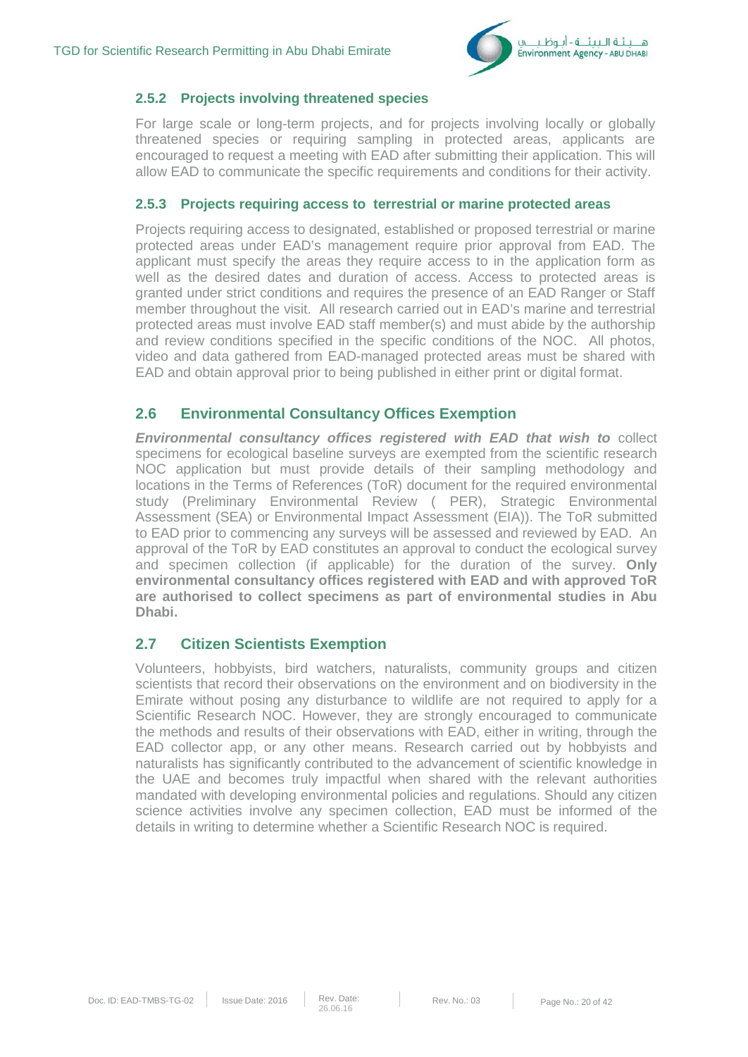### 2.5.2 Projects involving threatened species

For large scale or long-term projects, and for projects involving locally or globally threatened species or requiring sampling in protected areas, applicants are encouraged to request a meeting with EAD after submitting their application. This will allow EAD to communicate the specific requirements and conditions for their activity.

### 2.5.3 Projects requiring access to terrestrial or marine protected areas

Projects requiring access to designated, established or proposed terrestrial or marine protected areas under EAD's management require prior approval from EAD. The applicant must specify the areas they require access to in the application form as well as the desired dates and duration of access. Access to protected areas is granted under strict conditions and requires the presence of an EAD Ranger or Staff member throughout the visit. All research carried out in EAD's marine and terrestrial protected areas must involve EAD staff member(s) and must abide by the authorship and review conditions specified in the specific conditions of the NOC. All photos, video and data gathered from EAD-managed protected areas must be shared with EAD and obtain approval prior to being published in either print or digital format.

## 2.6 Environmental Consultancy Offices Exemption

***Environmental consultancy offices registered with EAD that wish to*** collect specimens for ecological baseline surveys are exempted from the scientific research NOC application but must provide details of their sampling methodology and locations in the Terms of References (ToR) document for the required environmental study (Preliminary Environmental Review ( PER), Strategic Environmental Assessment (SEA) or Environmental Impact Assessment (EIA)). The ToR submitted to EAD prior to commencing any surveys will be assessed and reviewed by EAD. An approval of the ToR by EAD constitutes an approval to conduct the ecological survey and specimen collection (if applicable) for the duration of the survey. **Only environmental consultancy offices registered with EAD and with approved ToR are authorised to collect specimens as part of environmental studies in Abu Dhabi.**

## 2.7 Citizen Scientists Exemption

Volunteers, hobbyists, bird watchers, naturalists, community groups and citizen scientists that record their observations on the environment and on biodiversity in the Emirate without posing any disturbance to wildlife are not required to apply for a Scientific Research NOC. However, they are strongly encouraged to communicate the methods and results of their observations with EAD, either in writing, through the EAD collector app, or any other means. Research carried out by hobbyists and naturalists has significantly contributed to the advancement of scientific knowledge in the UAE and becomes truly impactful when shared with the relevant authorities mandated with developing environmental policies and regulations. Should any citizen science activities involve any specimen collection, EAD must be informed of the details in writing to determine whether a Scientific Research NOC is required.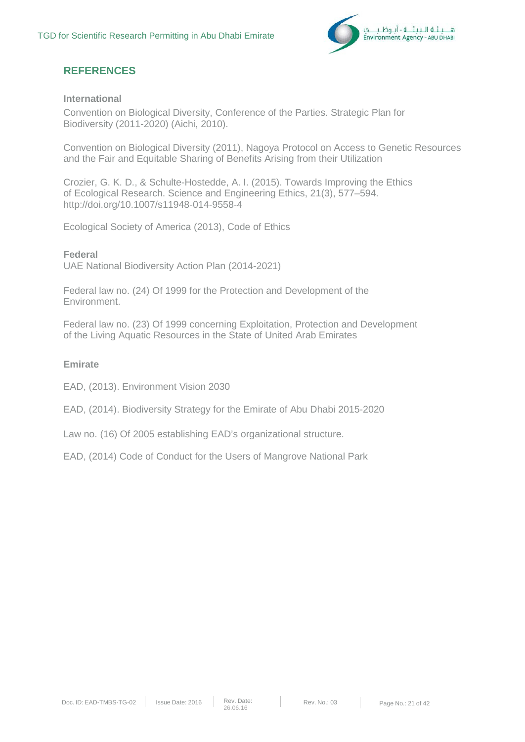## REFERENCES

### International

Convention on Biological Diversity, Conference of the Parties. Strategic Plan for Biodiversity (2011-2020) (Aichi, 2010).

Convention on Biological Diversity (2011), Nagoya Protocol on Access to Genetic Resources and the Fair and Equitable Sharing of Benefits Arising from their Utilization

Crozier, G. K. D., & Schulte-Hostedde, A. I. (2015). Towards Improving the Ethics of Ecological Research. Science and Engineering Ethics, 21(3), 577–594. http://doi.org/10.1007/s11948-014-9558-4

Ecological Society of America (2013), Code of Ethics

### Federal

UAE National Biodiversity Action Plan (2014-2021)

Federal law no. (24) Of 1999 for the Protection and Development of the Environment.

Federal law no. (23) Of 1999 concerning Exploitation, Protection and Development of the Living Aquatic Resources in the State of United Arab Emirates

### Emirate

EAD, (2013). Environment Vision 2030

EAD, (2014). Biodiversity Strategy for the Emirate of Abu Dhabi 2015-2020

Law no. (16) Of 2005 establishing EAD's organizational structure.

EAD, (2014) Code of Conduct for the Users of Mangrove National Park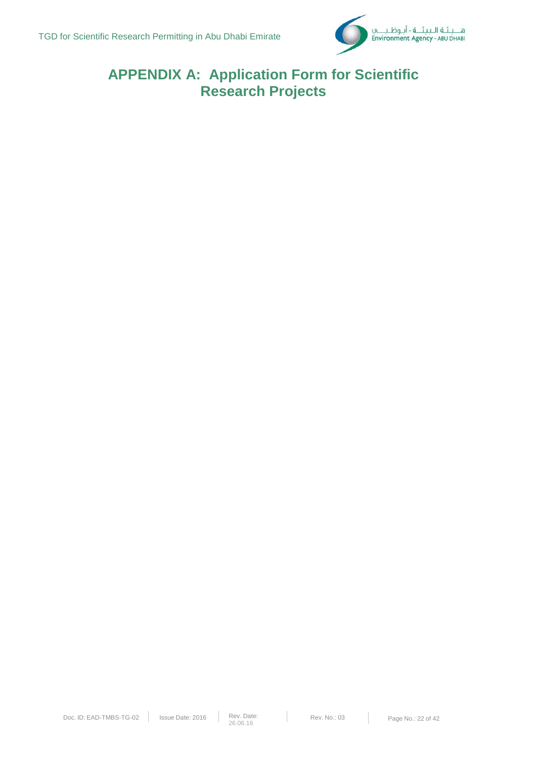# APPENDIX A: Application Form for Scientific Research Projects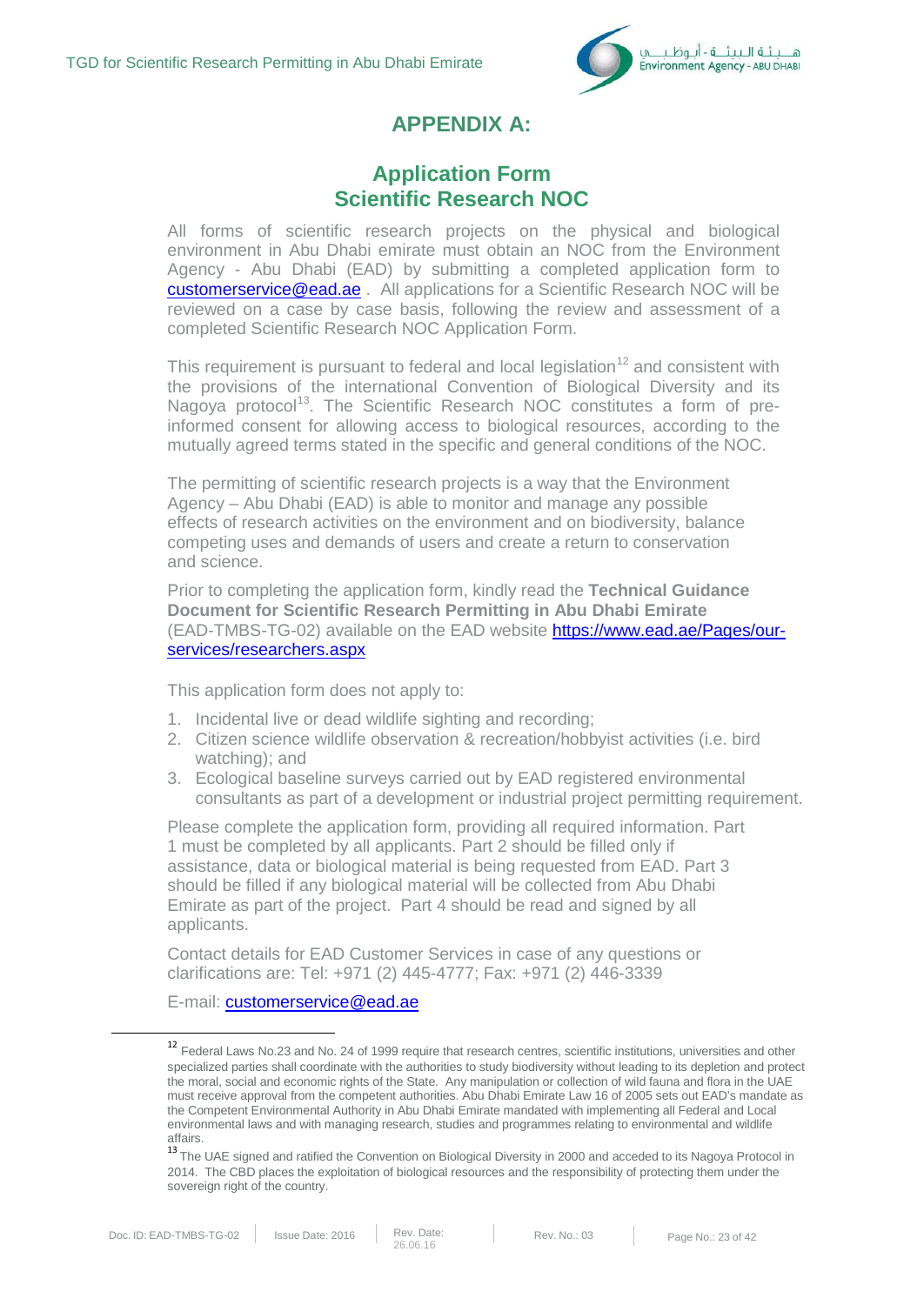# APPENDIX A:

## Application Form Scientific Research NOC

All forms of scientific research projects on the physical and biological environment in Abu Dhabi emirate must obtain an NOC from the Environment Agency - Abu Dhabi (EAD) by submitting a completed application form to customerservice@ead.ae . All applications for a Scientific Research NOC will be reviewed on a case by case basis, following the review and assessment of a completed Scientific Research NOC Application Form.

This requirement is pursuant to federal and local legislation[12] and consistent with the provisions of the international Convention of Biological Diversity and its Nagoya protocol[13]. The Scientific Research NOC constitutes a form of pre-informed consent for allowing access to biological resources, according to the mutually agreed terms stated in the specific and general conditions of the NOC.

The permitting of scientific research projects is a way that the Environment Agency – Abu Dhabi (EAD) is able to monitor and manage any possible effects of research activities on the environment and on biodiversity, balance competing uses and demands of users and create a return to conservation and science.

Prior to completing the application form, kindly read the **Technical Guidance Document for Scientific Research Permitting in Abu Dhabi Emirate** (EAD-TMBS-TG-02) available on the EAD website https://www.ead.ae/Pages/our-services/researchers.aspx

This application form does not apply to:

1. Incidental live or dead wildlife sighting and recording;
2. Citizen science wildlife observation & recreation/hobbyist activities (i.e. bird watching); and
3. Ecological baseline surveys carried out by EAD registered environmental consultants as part of a development or industrial project permitting requirement.

Please complete the application form, providing all required information. Part 1 must be completed by all applicants. Part 2 should be filled only if assistance, data or biological material is being requested from EAD. Part 3 should be filled if any biological material will be collected from Abu Dhabi Emirate as part of the project. Part 4 should be read and signed by all applicants.

Contact details for EAD Customer Services in case of any questions or clarifications are: Tel: +971 (2) 445-4777; Fax: +971 (2) 446-3339

E-mail: customerservice@ead.ae

---

[12] Federal Laws No.23 and No. 24 of 1999 require that research centres, scientific institutions, universities and other specialized parties shall coordinate with the authorities to study biodiversity without leading to its depletion and protect the moral, social and economic rights of the State. Any manipulation or collection of wild fauna and flora in the UAE must receive approval from the competent authorities. Abu Dhabi Emirate Law 16 of 2005 sets out EAD's mandate as the Competent Environmental Authority in Abu Dhabi Emirate mandated with implementing all Federal and Local environmental laws and with managing research, studies and programmes relating to environmental and wildlife affairs.

[13] The UAE signed and ratified the Convention on Biological Diversity in 2000 and acceded to its Nagoya Protocol in 2014. The CBD places the exploitation of biological resources and the responsibility of protecting them under the sovereign right of the country.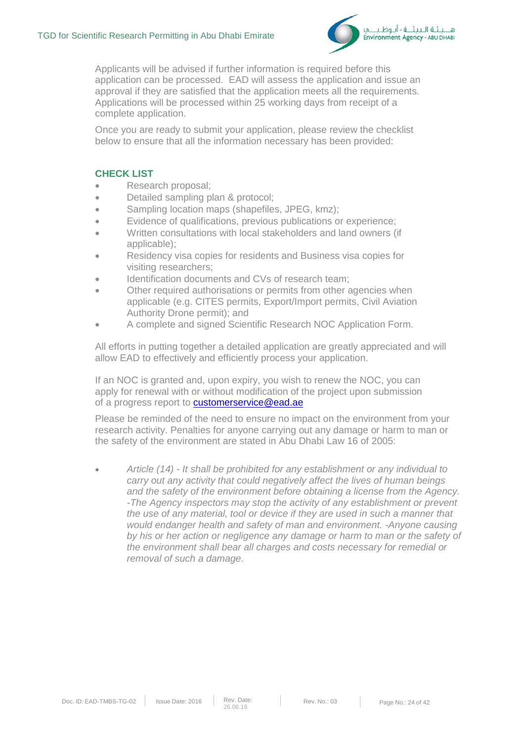Applicants will be advised if further information is required before this application can be processed. EAD will assess the application and issue an approval if they are satisfied that the application meets all the requirements. Applications will be processed within 25 working days from receipt of a complete application.

Once you are ready to submit your application, please review the checklist below to ensure that all the information necessary has been provided:

### CHECK LIST

- Research proposal;
- Detailed sampling plan & protocol;
- Sampling location maps (shapefiles, JPEG, kmz);
- Evidence of qualifications, previous publications or experience;
- Written consultations with local stakeholders and land owners (if applicable);
- Residency visa copies for residents and Business visa copies for visiting researchers;
- Identification documents and CVs of research team;
- Other required authorisations or permits from other agencies when applicable (e.g. CITES permits, Export/Import permits, Civil Aviation Authority Drone permit); and
- A complete and signed Scientific Research NOC Application Form.

All efforts in putting together a detailed application are greatly appreciated and will allow EAD to effectively and efficiently process your application.

If an NOC is granted and, upon expiry, you wish to renew the NOC, you can apply for renewal with or without modification of the project upon submission of a progress report to customerservice@ead.ae

Please be reminded of the need to ensure no impact on the environment from your research activity. Penalties for anyone carrying out any damage or harm to man or the safety of the environment are stated in Abu Dhabi Law 16 of 2005:

- *Article (14) - It shall be prohibited for any establishment or any individual to carry out any activity that could negatively affect the lives of human beings and the safety of the environment before obtaining a license from the Agency. -The Agency inspectors may stop the activity of any establishment or prevent the use of any material, tool or device if they are used in such a manner that would endanger health and safety of man and environment. -Anyone causing by his or her action or negligence any damage or harm to man or the safety of the environment shall bear all charges and costs necessary for remedial or removal of such a damage*.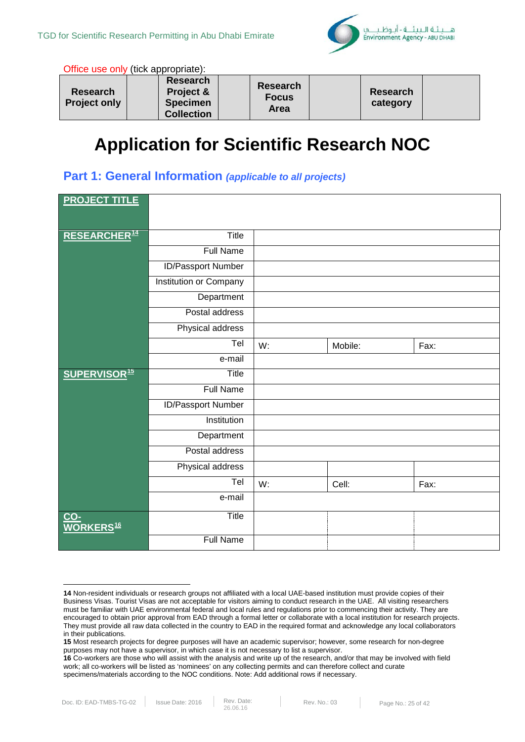Office use only (tick appropriate):

| Research Project only | | Research Project & Specimen Collection | | Research Focus Area | | Research category | |
|---|---|---|---|---|---|---|---|

# Application for Scientific Research NOC

## Part 1: General Information *(applicable to all projects)*

| PROJECT TITLE | | | | |
|---|---|---|---|---|
| RESEARCHER[14] | Title | | | |
| | Full Name | | | |
| | ID/Passport Number | | | |
| | Institution or Company | | | |
| | Department | | | |
| | Postal address | | | |
| | Physical address | | | |
| | Tel | W: | Mobile: | Fax: |
| | e-mail | | | |
| SUPERVISOR[15] | Title | | | |
| | Full Name | | | |
| | ID/Passport Number | | | |
| | Institution | | | |
| | Department | | | |
| | Postal address | | | |
| | Physical address | | | |
| | Tel | W: | Cell: | Fax: |
| | e-mail | | | |
| CO-WORKERS[16] | Title | | | |
| | Full Name | | | |

**14** Non-resident individuals or research groups not affiliated with a local UAE-based institution must provide copies of their Business Visas. Tourist Visas are not acceptable for visitors aiming to conduct research in the UAE. All visiting researchers must be familiar with UAE environmental federal and local rules and regulations prior to commencing their activity. They are encouraged to obtain prior approval from EAD through a formal letter or collaborate with a local institution for research projects. They must provide all raw data collected in the country to EAD in the required format and acknowledge any local collaborators in their publications.

**15** Most research projects for degree purposes will have an academic supervisor; however, some research for non-degree purposes may not have a supervisor, in which case it is not necessary to list a supervisor.

**16** Co-workers are those who will assist with the analysis and write up of the research, and/or that may be involved with field work; all co-workers will be listed as 'nominees' on any collecting permits and can therefore collect and curate specimens/materials according to the NOC conditions. Note: Add additional rows if necessary.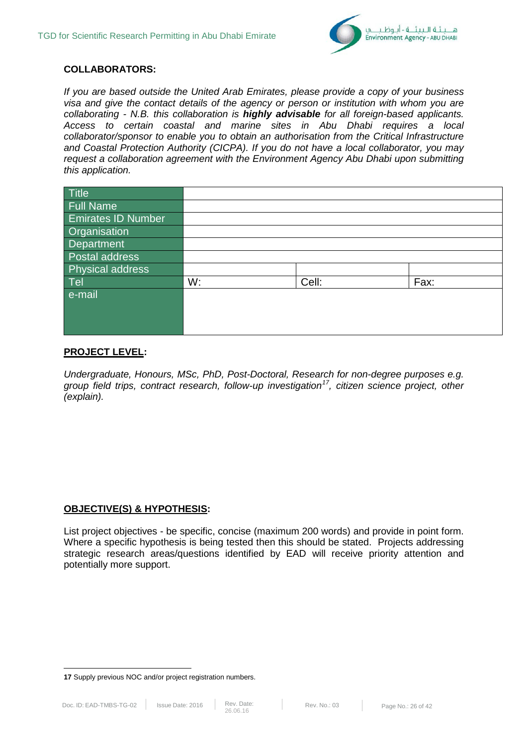**COLLABORATORS:**

*If you are based outside the United Arab Emirates, please provide a copy of your business visa and give the contact details of the agency or person or institution with whom you are collaborating - N.B. this collaboration is **highly advisable** for all foreign-based applicants. Access to certain coastal and marine sites in Abu Dhabi requires a local collaborator/sponsor to enable you to obtain an authorisation from the Critical Infrastructure and Coastal Protection Authority (CICPA). If you do not have a local collaborator, you may request a collaboration agreement with the Environment Agency Abu Dhabi upon submitting this application.*

| Title | | | |
|---|---|---|---|
| Full Name | | | |
| Emirates ID Number | | | |
| Organisation | | | |
| Department | | | |
| Postal address | | | |
| Physical address | | | |
| Tel | W: | Cell: | Fax: |
| e-mail | | | |

**PROJECT LEVEL:**

*Undergraduate, Honours, MSc, PhD, Post-Doctoral, Research for non-degree purposes e.g. group field trips, contract research, follow-up investigation[17], citizen science project, other (explain).*

**OBJECTIVE(S) & HYPOTHESIS:**

List project objectives - be specific, concise (maximum 200 words) and provide in point form. Where a specific hypothesis is being tested then this should be stated. Projects addressing strategic research areas/questions identified by EAD will receive priority attention and potentially more support.

**17** Supply previous NOC and/or project registration numbers.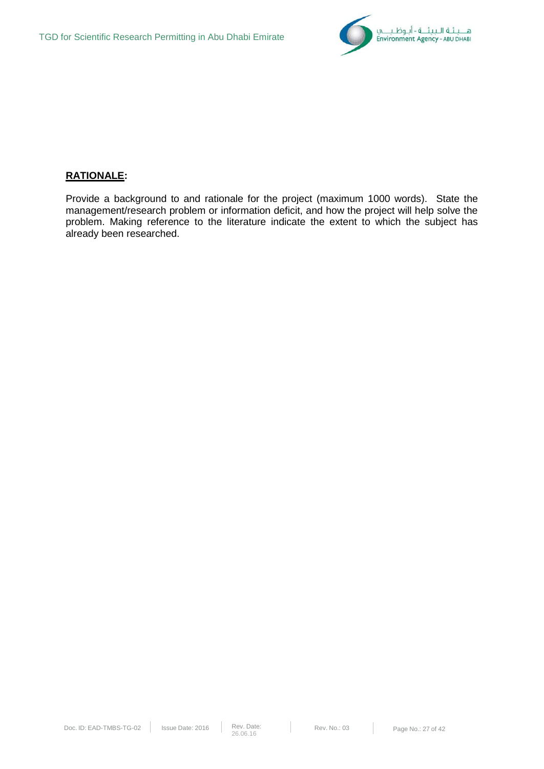**<u>RATIONALE</u>:**

Provide a background to and rationale for the project (maximum 1000 words). State the management/research problem or information deficit, and how the project will help solve the problem. Making reference to the literature indicate the extent to which the subject has already been researched.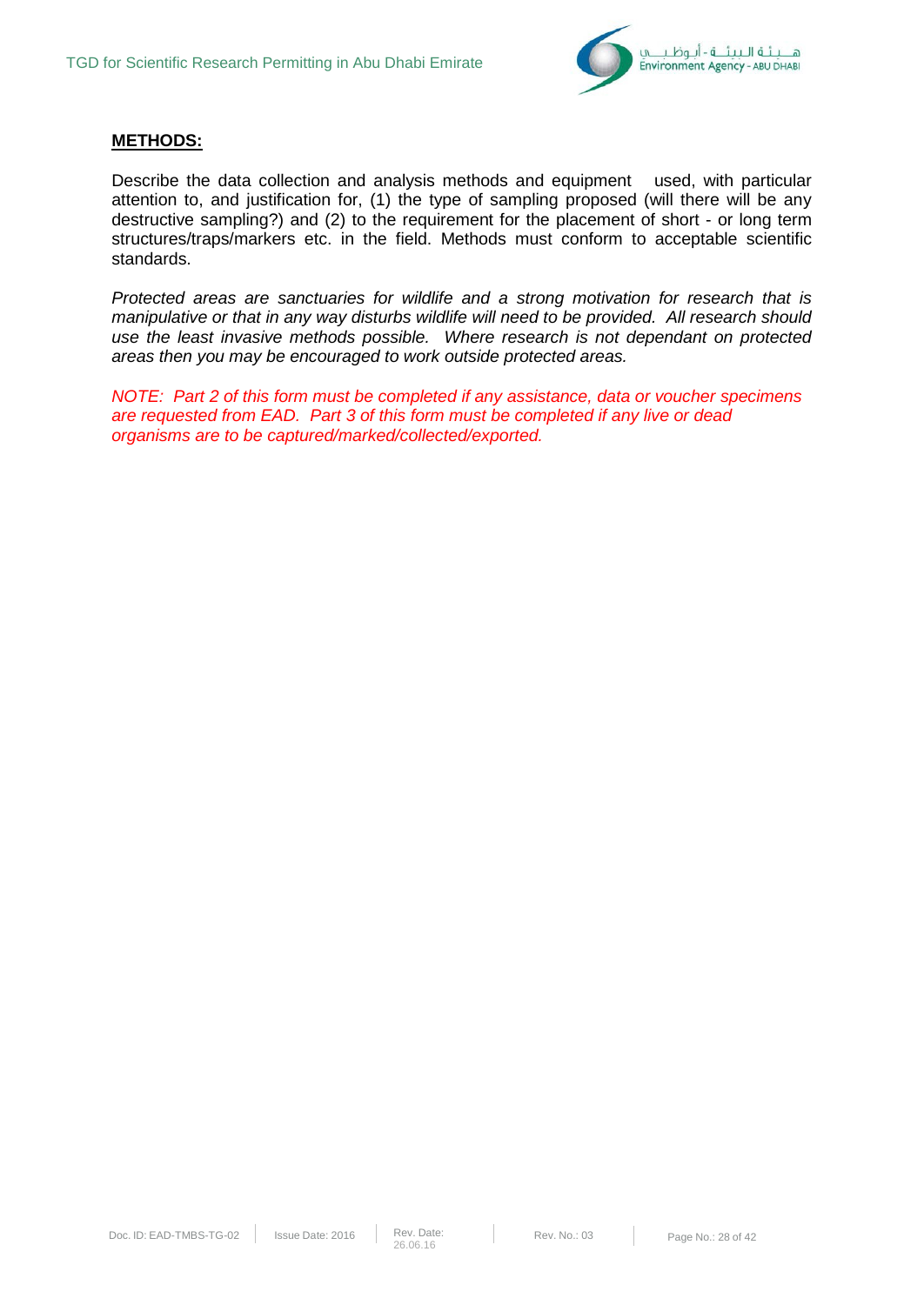**METHODS:**

Describe the data collection and analysis methods and equipment used, with particular attention to, and justification for, (1) the type of sampling proposed (will there be any destructive sampling?) and (2) to the requirement for the placement of short - or long term structures/traps/markers etc. in the field. Methods must conform to acceptable scientific standards.

*Protected areas are sanctuaries for wildlife and a strong motivation for research that is manipulative or that in any way disturbs wildlife will need to be provided. All research should use the least invasive methods possible. Where research is not dependant on protected areas then you may be encouraged to work outside protected areas.*

*NOTE: Part 2 of this form must be completed if any assistance, data or voucher specimens are requested from EAD. Part 3 of this form must be completed if any live or dead organisms are to be captured/marked/collected/exported.*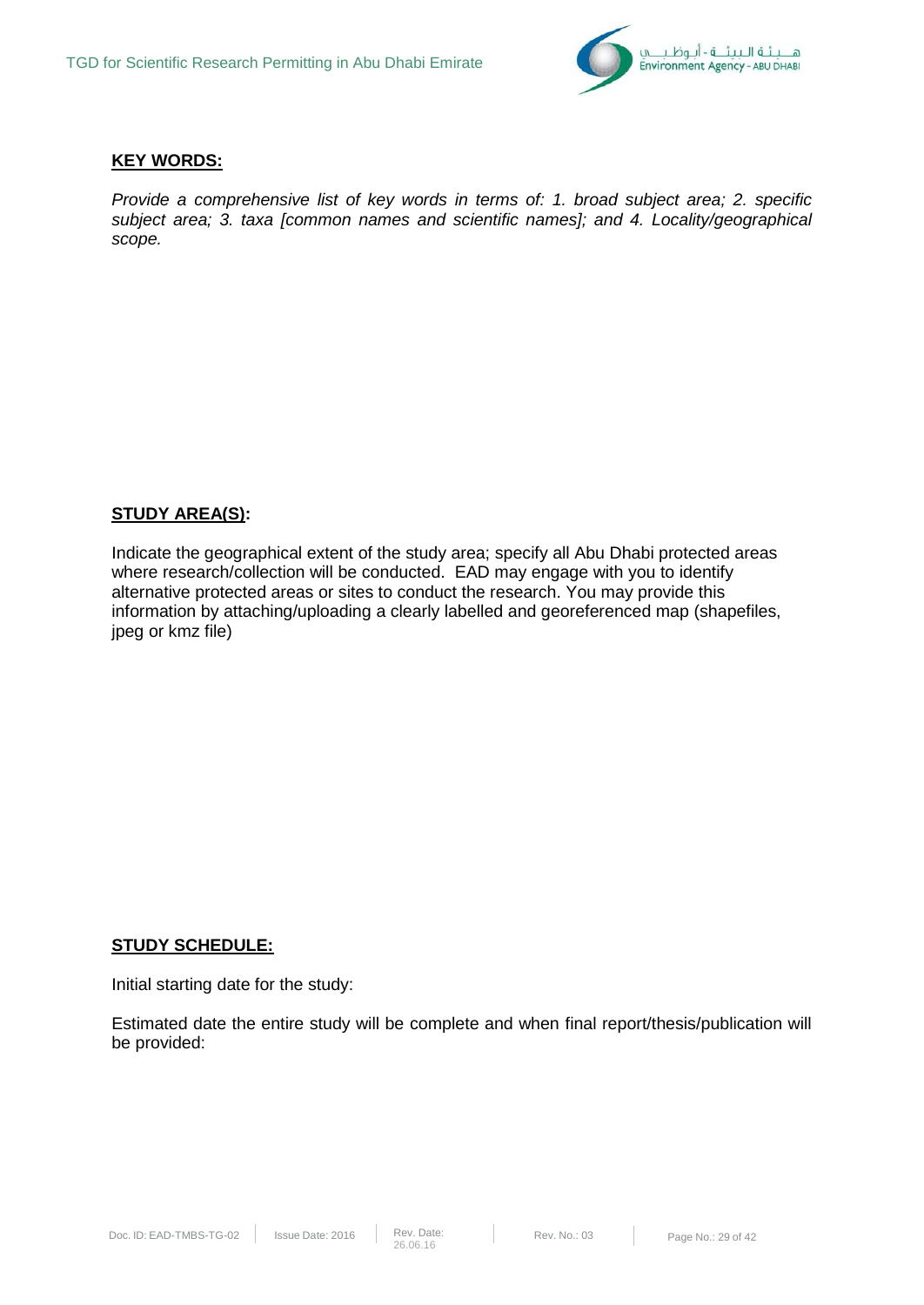**<u>KEY WORDS:</u>**

*Provide a comprehensive list of key words in terms of: 1. broad subject area; 2. specific subject area; 3. taxa [common names and scientific names]; and 4. Locality/geographical scope.*

**<u>STUDY AREA(S)</u>:**

Indicate the geographical extent of the study area; specify all Abu Dhabi protected areas where research/collection will be conducted. EAD may engage with you to identify alternative protected areas or sites to conduct the research. You may provide this information by attaching/uploading a clearly labelled and georeferenced map (shapefiles, jpeg or kmz file)

**<u>STUDY SCHEDULE:</u>**

Initial starting date for the study:

Estimated date the entire study will be complete and when final report/thesis/publication will be provided: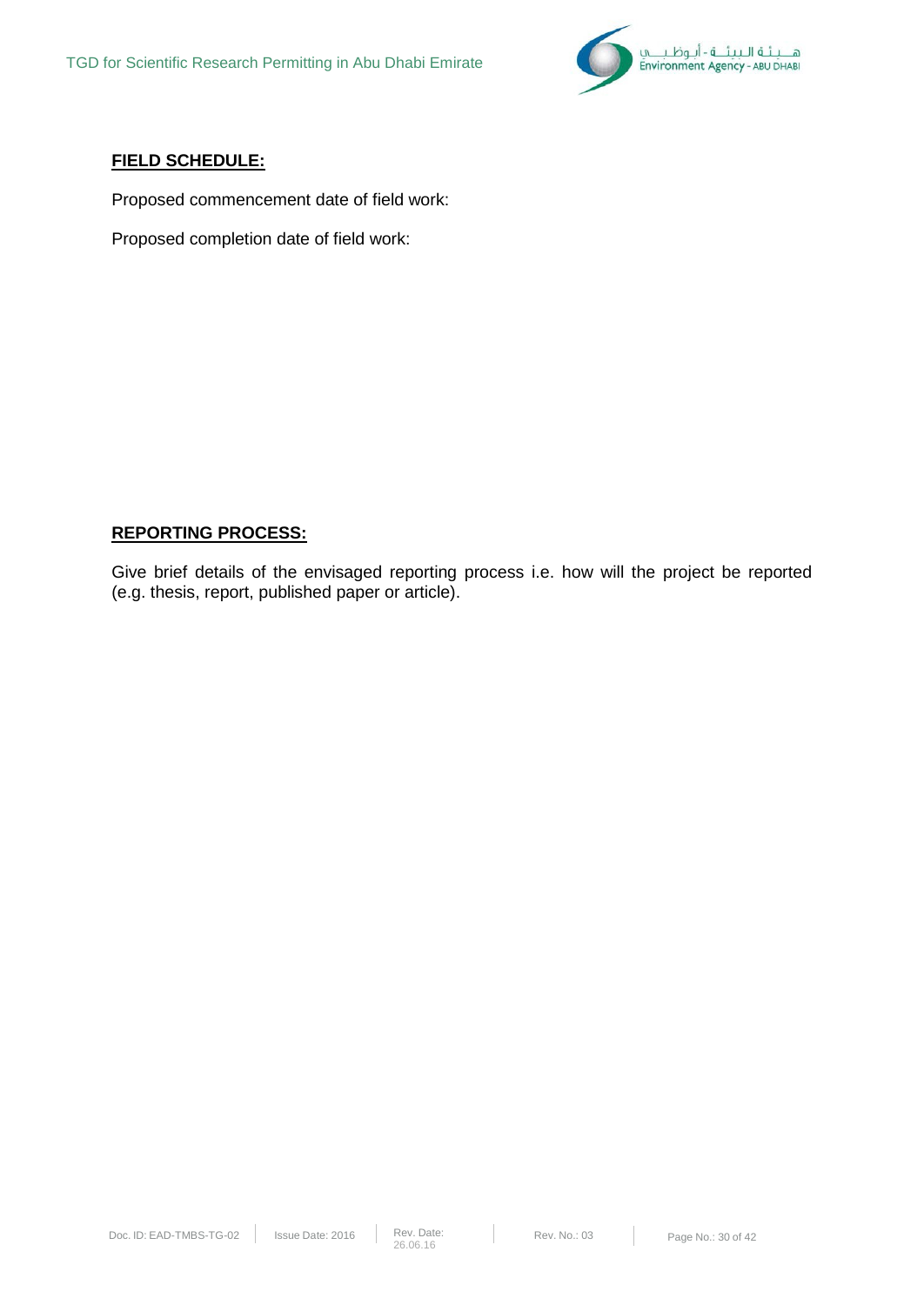**FIELD SCHEDULE:**

Proposed commencement date of field work:

Proposed completion date of field work:

**REPORTING PROCESS:**

Give brief details of the envisaged reporting process i.e. how will the project be reported (e.g. thesis, report, published paper or article).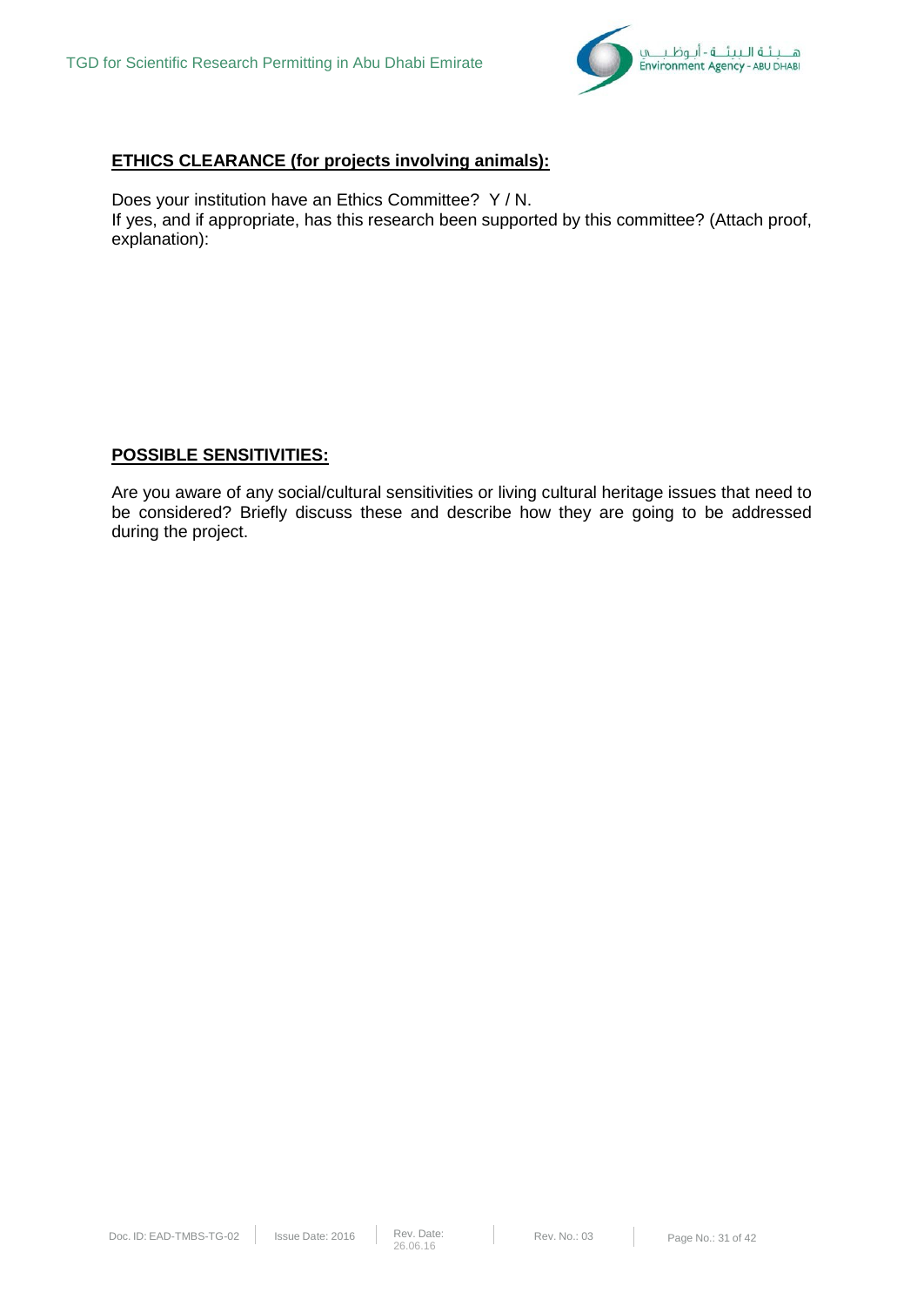**ETHICS CLEARANCE (for projects involving animals):**

Does your institution have an Ethics Committee? Y / N.
If yes, and if appropriate, has this research been supported by this committee? (Attach proof, explanation):

**POSSIBLE SENSITIVITIES:**

Are you aware of any social/cultural sensitivities or living cultural heritage issues that need to be considered? Briefly discuss these and describe how they are going to be addressed during the project.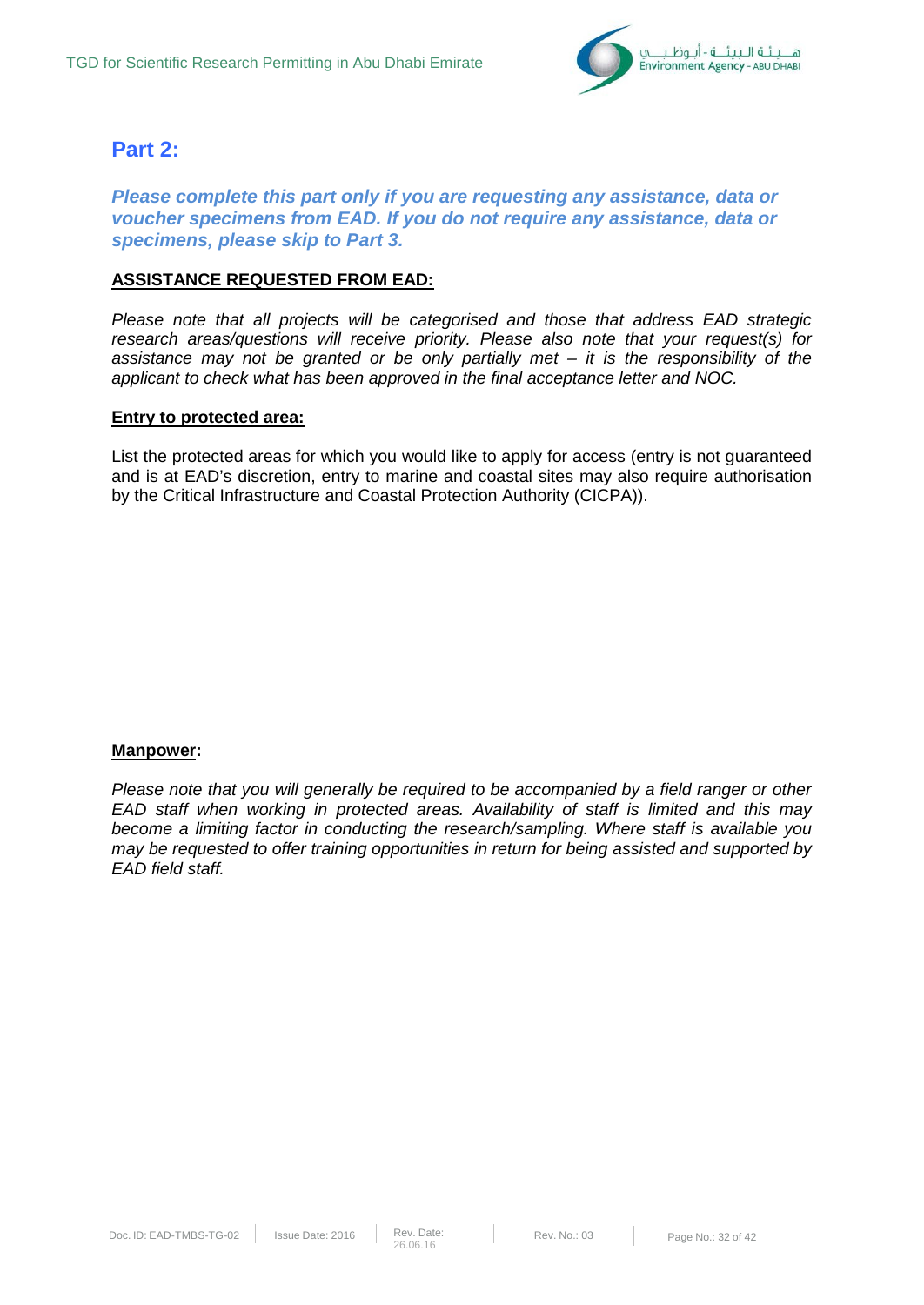## Part 2:

***Please complete this part only if you are requesting any assistance, data or voucher specimens from EAD. If you do not require any assistance, data or specimens, please skip to Part 3.***

**ASSISTANCE REQUESTED FROM EAD:**

*Please note that all projects will be categorised and those that address EAD strategic research areas/questions will receive priority. Please also note that your request(s) for assistance may not be granted or be only partially met – it is the responsibility of the applicant to check what has been approved in the final acceptance letter and NOC.*

**Entry to protected area:**

List the protected areas for which you would like to apply for access (entry is not guaranteed and is at EAD's discretion, entry to marine and coastal sites may also require authorisation by the Critical Infrastructure and Coastal Protection Authority (CICPA)).

**Manpower:**

*Please note that you will generally be required to be accompanied by a field ranger or other EAD staff when working in protected areas. Availability of staff is limited and this may become a limiting factor in conducting the research/sampling. Where staff is available you may be requested to offer training opportunities in return for being assisted and supported by EAD field staff.*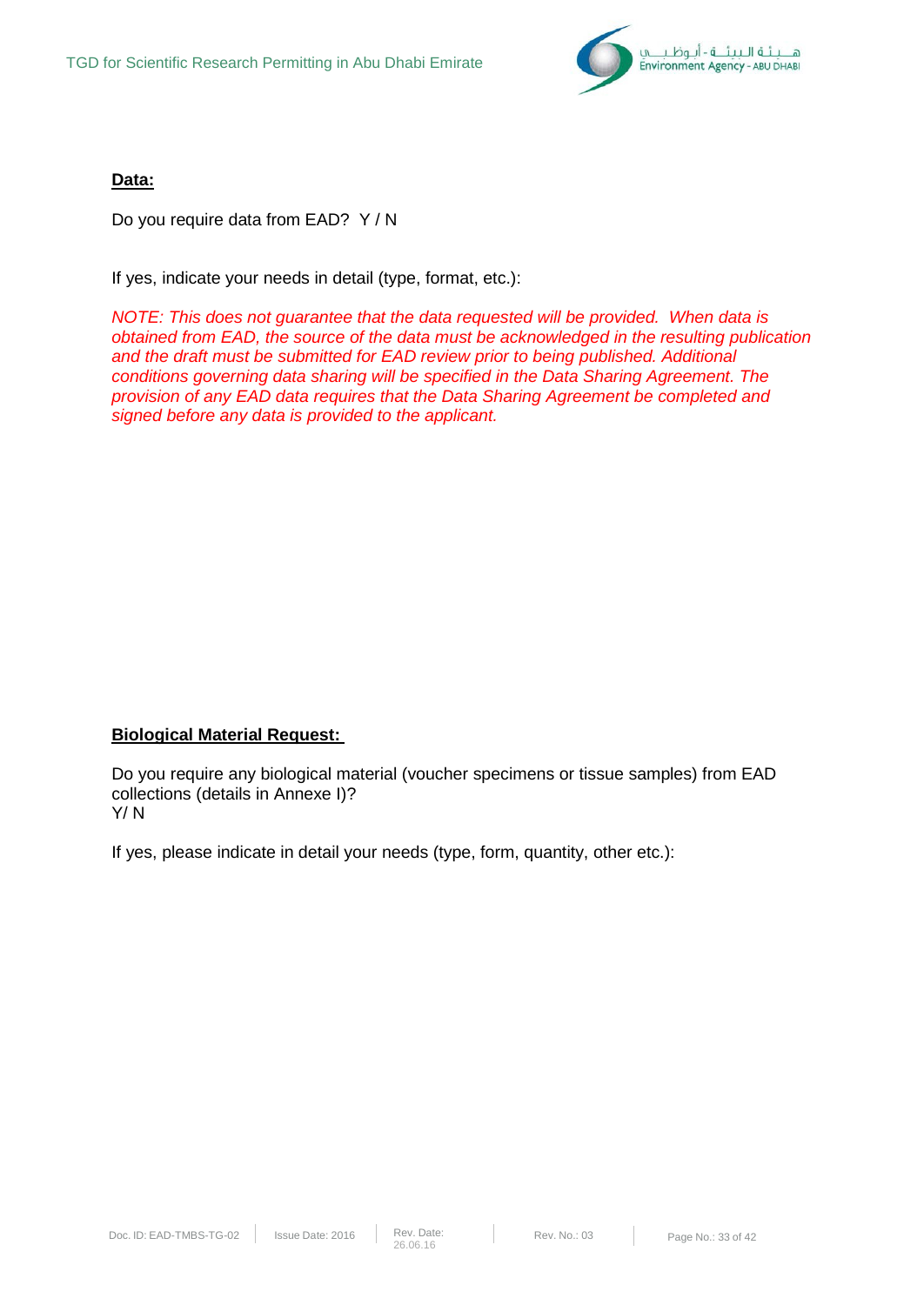**Data:**

Do you require data from EAD?  Y / N

If yes, indicate your needs in detail (type, format, etc.):

*NOTE: This does not guarantee that the data requested will be provided.  When data is obtained from EAD, the source of the data must be acknowledged in the resulting publication and the draft must be submitted for EAD review prior to being published. Additional conditions governing data sharing will be specified in the Data Sharing Agreement. The provision of any EAD data requires that the Data Sharing Agreement be completed and signed before any data is provided to the applicant.*

**Biological Material Request:**

Do you require any biological material (voucher specimens or tissue samples) from EAD collections (details in Annexe I)?
Y/ N

If yes, please indicate in detail your needs (type, form, quantity, other etc.):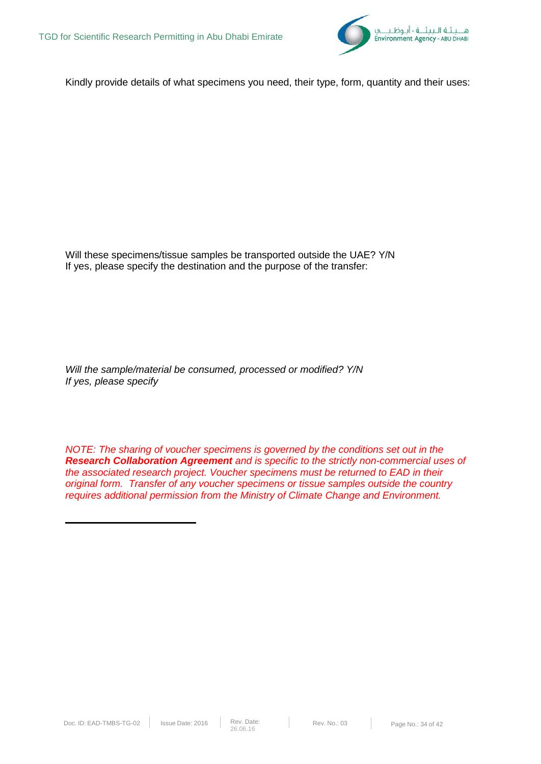Kindly provide details of what specimens you need, their type, form, quantity and their uses:

Will these specimens/tissue samples be transported outside the UAE? Y/N
If yes, please specify the destination and the purpose of the transfer:

*Will the sample/material be consumed, processed or modified? Y/N*
*If yes, please specify*

*NOTE: The sharing of voucher specimens is governed by the conditions set out in the **Research Collaboration Agreement** and is specific to the strictly non-commercial uses of the associated research project. Voucher specimens must be returned to EAD in their original form. Transfer of any voucher specimens or tissue samples outside the country requires additional permission from the Ministry of Climate Change and Environment.*

---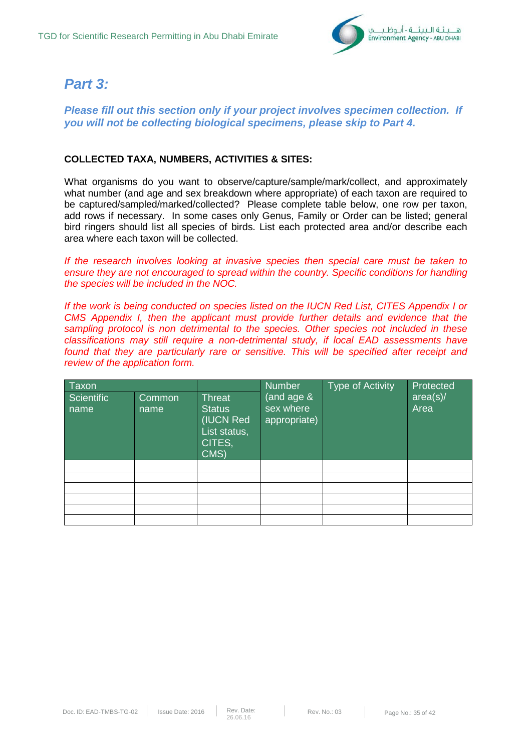## *Part 3:*

***Please fill out this section only if your project involves specimen collection. If you will not be collecting biological specimens, please skip to Part 4.***

**COLLECTED TAXA, NUMBERS, ACTIVITIES & SITES:**

What organisms do you want to observe/capture/sample/mark/collect, and approximately what number (and age and sex breakdown where appropriate) of each taxon are required to be captured/sampled/marked/collected? Please complete table below, one row per taxon, add rows if necessary. In some cases only Genus, Family or Order can be listed; general bird ringers should list all species of birds. List each protected area and/or describe each area where each taxon will be collected.

*If the research involves looking at invasive species then special care must be taken to ensure they are not encouraged to spread within the country. Specific conditions for handling the species will be included in the NOC.*

*If the work is being conducted on species listed on the IUCN Red List, CITES Appendix I or CMS Appendix I, then the applicant must provide further details and evidence that the sampling protocol is non detrimental to the species. Other species not included in these classifications may still require a non-detrimental study, if local EAD assessments have found that they are particularly rare or sensitive. This will be specified after receipt and review of the application form.*

| Taxon | | | Number (and age & sex where appropriate) | Type of Activity | Protected area(s)/ Area |
|---|---|---|---|---|---|
| Scientific name | Common name | Threat Status (IUCN Red List status, CITES, CMS) | | | |
| | | | | | |
| | | | | | |
| | | | | | |
| | | | | | |
| | | | | | |
| | | | | | |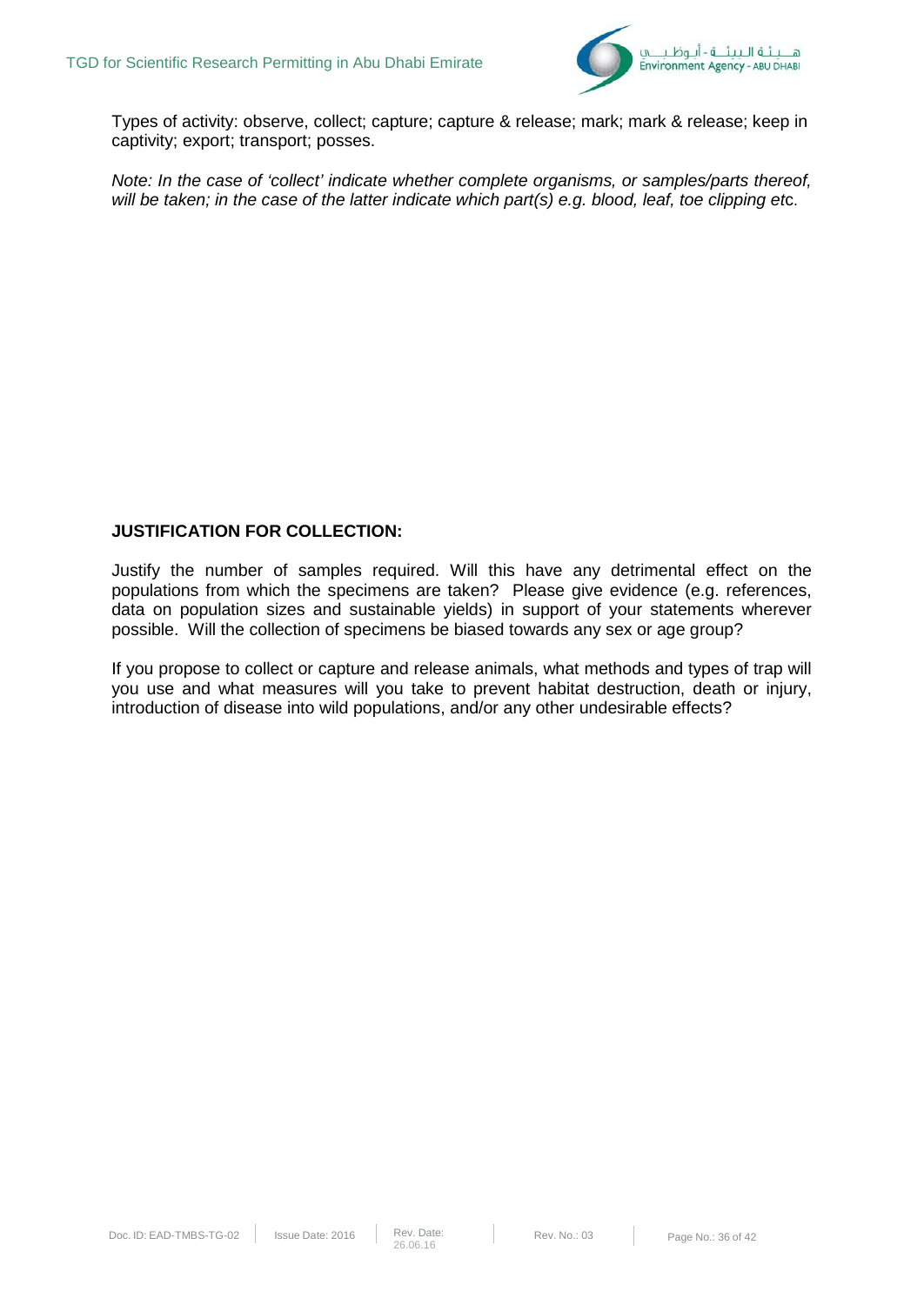Types of activity: observe, collect; capture; capture & release; mark; mark & release; keep in captivity; export; transport; posses.

*Note: In the case of 'collect' indicate whether complete organisms, or samples/parts thereof, will be taken; in the case of the latter indicate which part(s) e.g. blood, leaf, toe clipping etc.*

**JUSTIFICATION FOR COLLECTION:**

Justify the number of samples required. Will this have any detrimental effect on the populations from which the specimens are taken? Please give evidence (e.g. references, data on population sizes and sustainable yields) in support of your statements wherever possible. Will the collection of specimens be biased towards any sex or age group?

If you propose to collect or capture and release animals, what methods and types of trap will you use and what measures will you take to prevent habitat destruction, death or injury, introduction of disease into wild populations, and/or any other undesirable effects?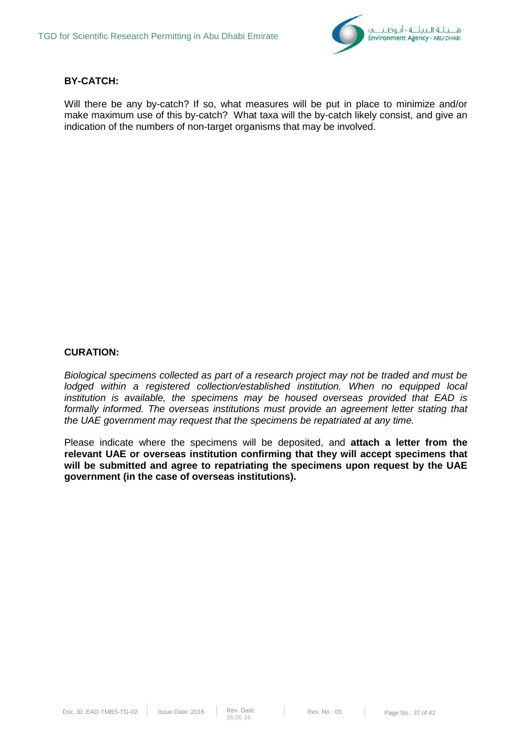**BY-CATCH:**

Will there be any by-catch? If so, what measures will be put in place to minimize and/or make maximum use of this by-catch? What taxa will the by-catch likely consist, and give an indication of the numbers of non-target organisms that may be involved.

**CURATION:**

*Biological specimens collected as part of a research project may not be traded and must be lodged within a registered collection/established institution. When no equipped local institution is available, the specimens may be housed overseas provided that EAD is formally informed. The overseas institutions must provide an agreement letter stating that the UAE government may request that the specimens be repatriated at any time.*

Please indicate where the specimens will be deposited, and **attach a letter from the relevant UAE or overseas institution confirming that they will accept specimens that will be submitted and agree to repatriating the specimens upon request by the UAE government (in the case of overseas institutions).**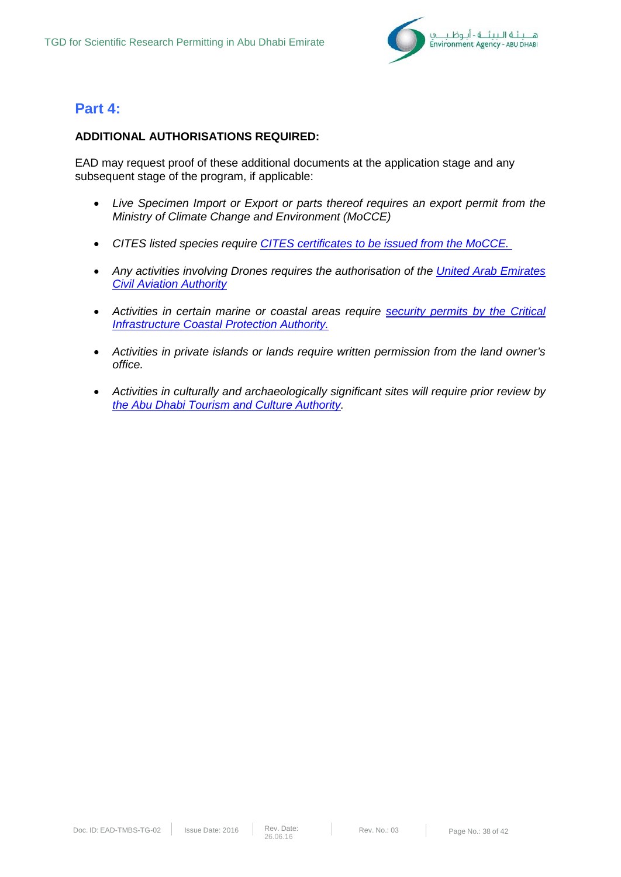## Part 4:

**ADDITIONAL AUTHORISATIONS REQUIRED:**

EAD may request proof of these additional documents at the application stage and any subsequent stage of the program, if applicable:

- *Live Specimen Import or Export or parts thereof requires an export permit from the Ministry of Climate Change and Environment (MoCCE)*
- *CITES listed species require CITES certificates to be issued from the MoCCE.*
- *Any activities involving Drones requires the authorisation of the United Arab Emirates Civil Aviation Authority*
- *Activities in certain marine or coastal areas require security permits by the Critical Infrastructure Coastal Protection Authority.*
- *Activities in private islands or lands require written permission from the land owner's office.*
- *Activities in culturally and archaeologically significant sites will require prior review by the Abu Dhabi Tourism and Culture Authority.*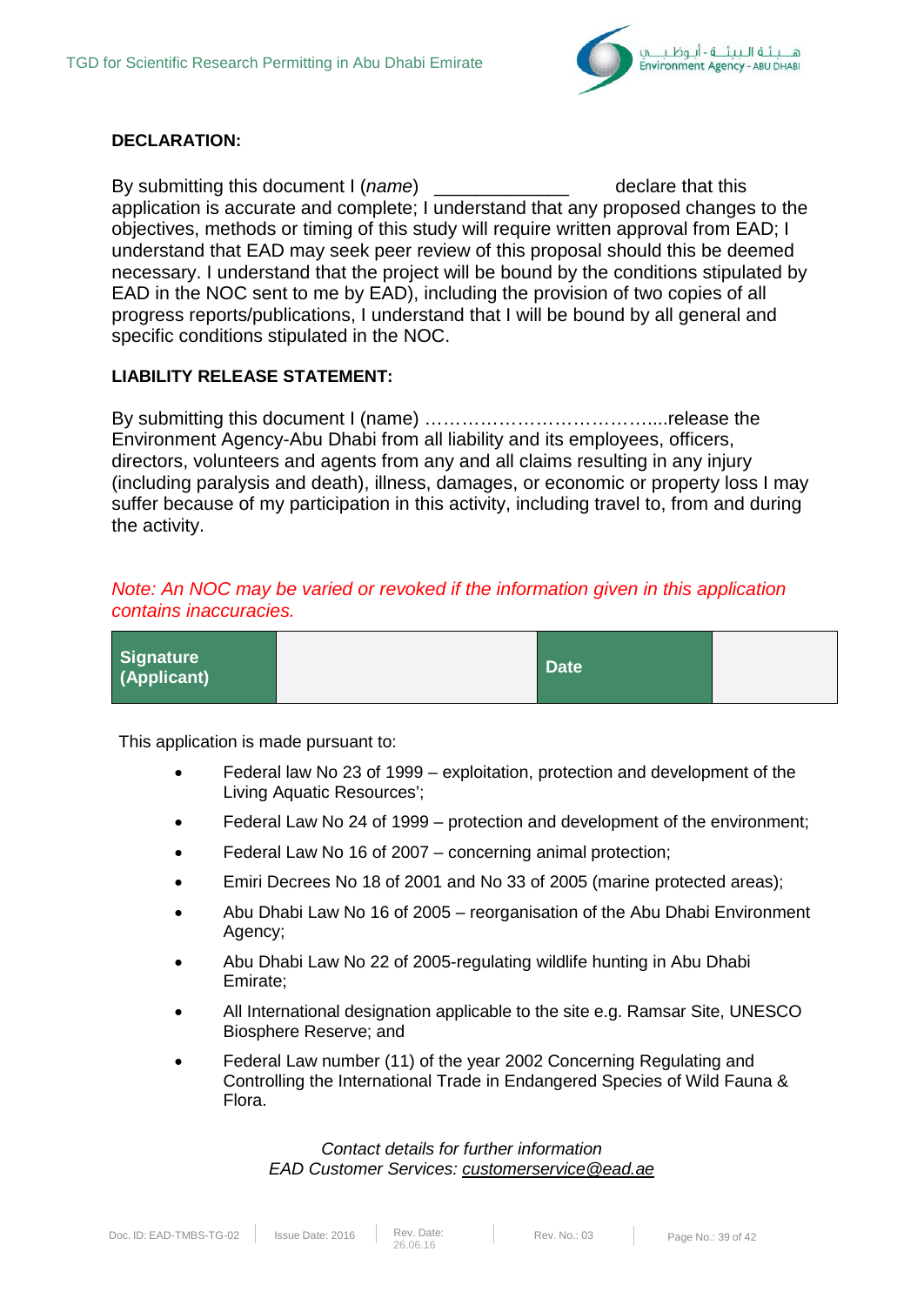**DECLARATION:**

By submitting this document I (*name*) _____________ declare that this application is accurate and complete; I understand that any proposed changes to the objectives, methods or timing of this study will require written approval from EAD; I understand that EAD may seek peer review of this proposal should this be deemed necessary. I understand that the project will be bound by the conditions stipulated by EAD in the NOC sent to me by EAD), including the provision of two copies of all progress reports/publications, I understand that I will be bound by all general and specific conditions stipulated in the NOC.

**LIABILITY RELEASE STATEMENT:**

By submitting this document I (name) ………………………………....release the Environment Agency-Abu Dhabi from all liability and its employees, officers, directors, volunteers and agents from any and all claims resulting in any injury (including paralysis and death), illness, damages, or economic or property loss I may suffer because of my participation in this activity, including travel to, from and during the activity.

*Note: An NOC may be varied or revoked if the information given in this application contains inaccuracies.*

| **Signature (Applicant)** | | **Date** | |
|---|---|---|---|

This application is made pursuant to:

- Federal law No 23 of 1999 – exploitation, protection and development of the Living Aquatic Resources';
- Federal Law No 24 of 1999 – protection and development of the environment;
- Federal Law No 16 of 2007 – concerning animal protection;
- Emiri Decrees No 18 of 2001 and No 33 of 2005 (marine protected areas);
- Abu Dhabi Law No 16 of 2005 – reorganisation of the Abu Dhabi Environment Agency;
- Abu Dhabi Law No 22 of 2005-regulating wildlife hunting in Abu Dhabi Emirate;
- All International designation applicable to the site e.g. Ramsar Site, UNESCO Biosphere Reserve; and
- Federal Law number (11) of the year 2002 Concerning Regulating and Controlling the International Trade in Endangered Species of Wild Fauna & Flora.

*Contact details for further information*
*EAD Customer Services: customerservice@ead.ae*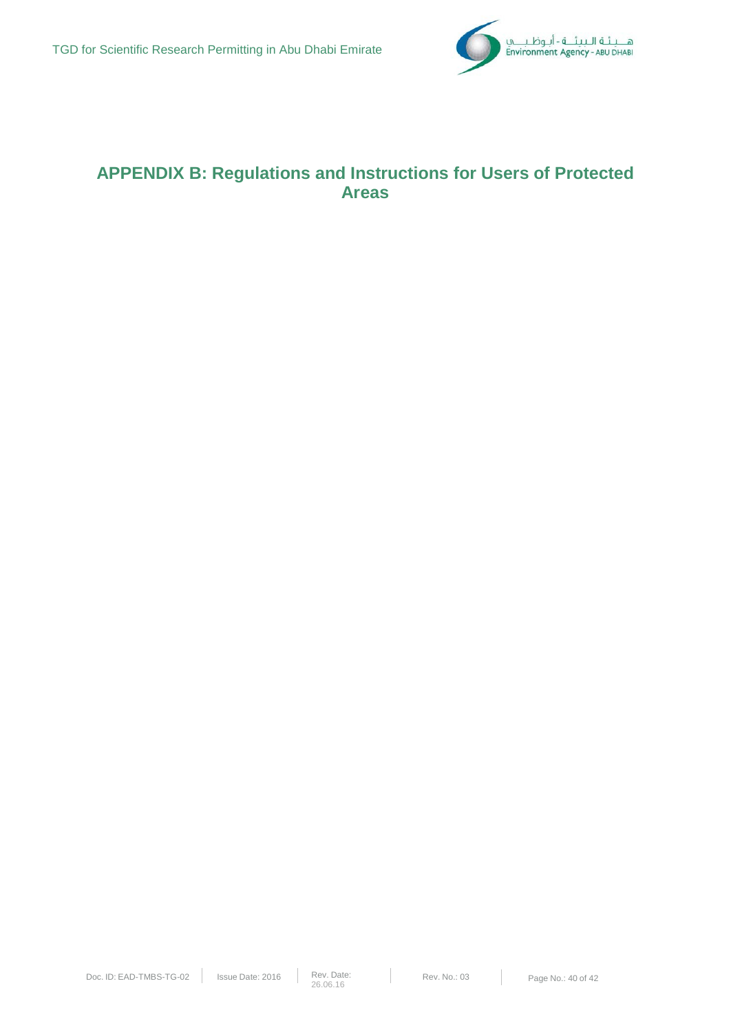# APPENDIX B: Regulations and Instructions for Users of Protected Areas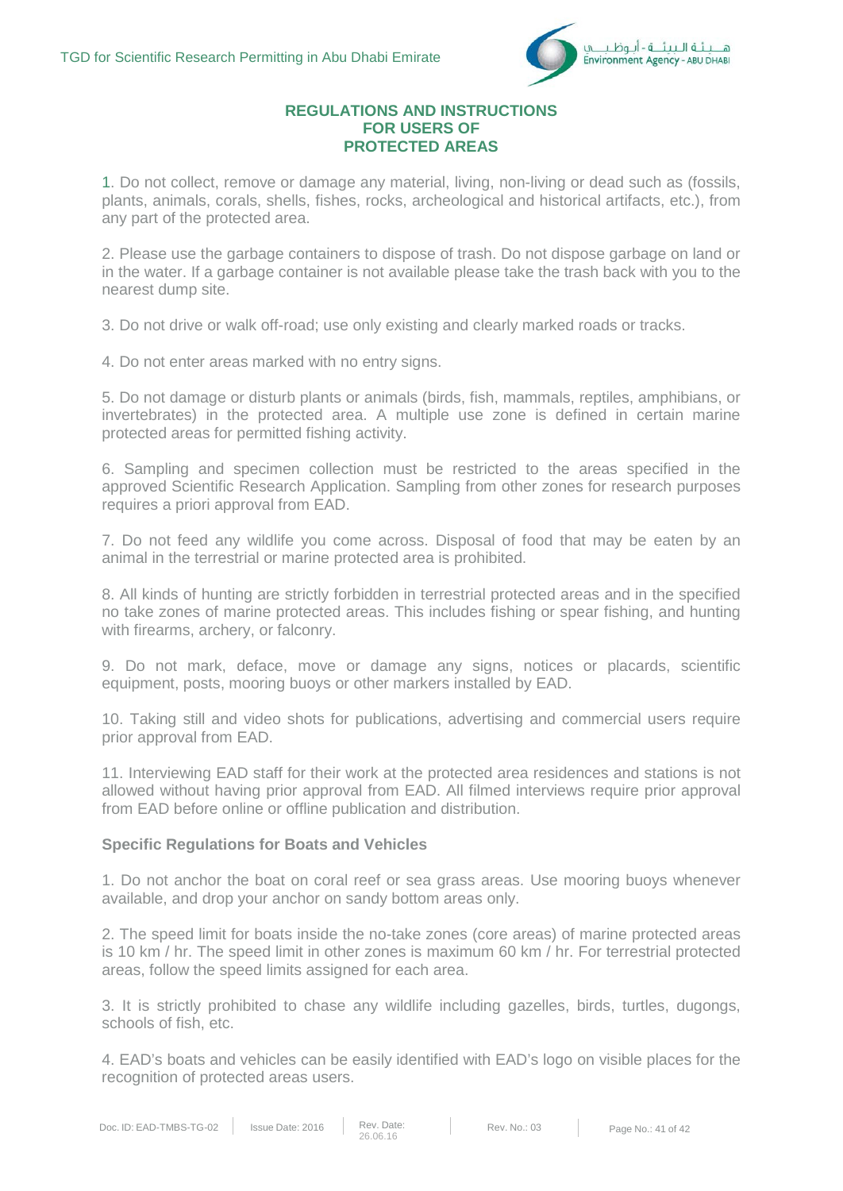## REGULATIONS AND INSTRUCTIONS FOR USERS OF PROTECTED AREAS

1. Do not collect, remove or damage any material, living, non-living or dead such as (fossils, plants, animals, corals, shells, fishes, rocks, archeological and historical artifacts, etc.), from any part of the protected area.

2. Please use the garbage containers to dispose of trash. Do not dispose garbage on land or in the water. If a garbage container is not available please take the trash back with you to the nearest dump site.

3. Do not drive or walk off-road; use only existing and clearly marked roads or tracks.

4. Do not enter areas marked with no entry signs.

5. Do not damage or disturb plants or animals (birds, fish, mammals, reptiles, amphibians, or invertebrates) in the protected area. A multiple use zone is defined in certain marine protected areas for permitted fishing activity.

6. Sampling and specimen collection must be restricted to the areas specified in the approved Scientific Research Application. Sampling from other zones for research purposes requires a priori approval from EAD.

7. Do not feed any wildlife you come across. Disposal of food that may be eaten by an animal in the terrestrial or marine protected area is prohibited.

8. All kinds of hunting are strictly forbidden in terrestrial protected areas and in the specified no take zones of marine protected areas. This includes fishing or spear fishing, and hunting with firearms, archery, or falconry.

9. Do not mark, deface, move or damage any signs, notices or placards, scientific equipment, posts, mooring buoys or other markers installed by EAD.

10. Taking still and video shots for publications, advertising and commercial users require prior approval from EAD.

11. Interviewing EAD staff for their work at the protected area residences and stations is not allowed without having prior approval from EAD. All filmed interviews require prior approval from EAD before online or offline publication and distribution.

### Specific Regulations for Boats and Vehicles

1. Do not anchor the boat on coral reef or sea grass areas. Use mooring buoys whenever available, and drop your anchor on sandy bottom areas only.

2. The speed limit for boats inside the no-take zones (core areas) of marine protected areas is 10 km / hr. The speed limit in other zones is maximum 60 km / hr. For terrestrial protected areas, follow the speed limits assigned for each area.

3. It is strictly prohibited to chase any wildlife including gazelles, birds, turtles, dugongs, schools of fish, etc.

4. EAD's boats and vehicles can be easily identified with EAD's logo on visible places for the recognition of protected areas users.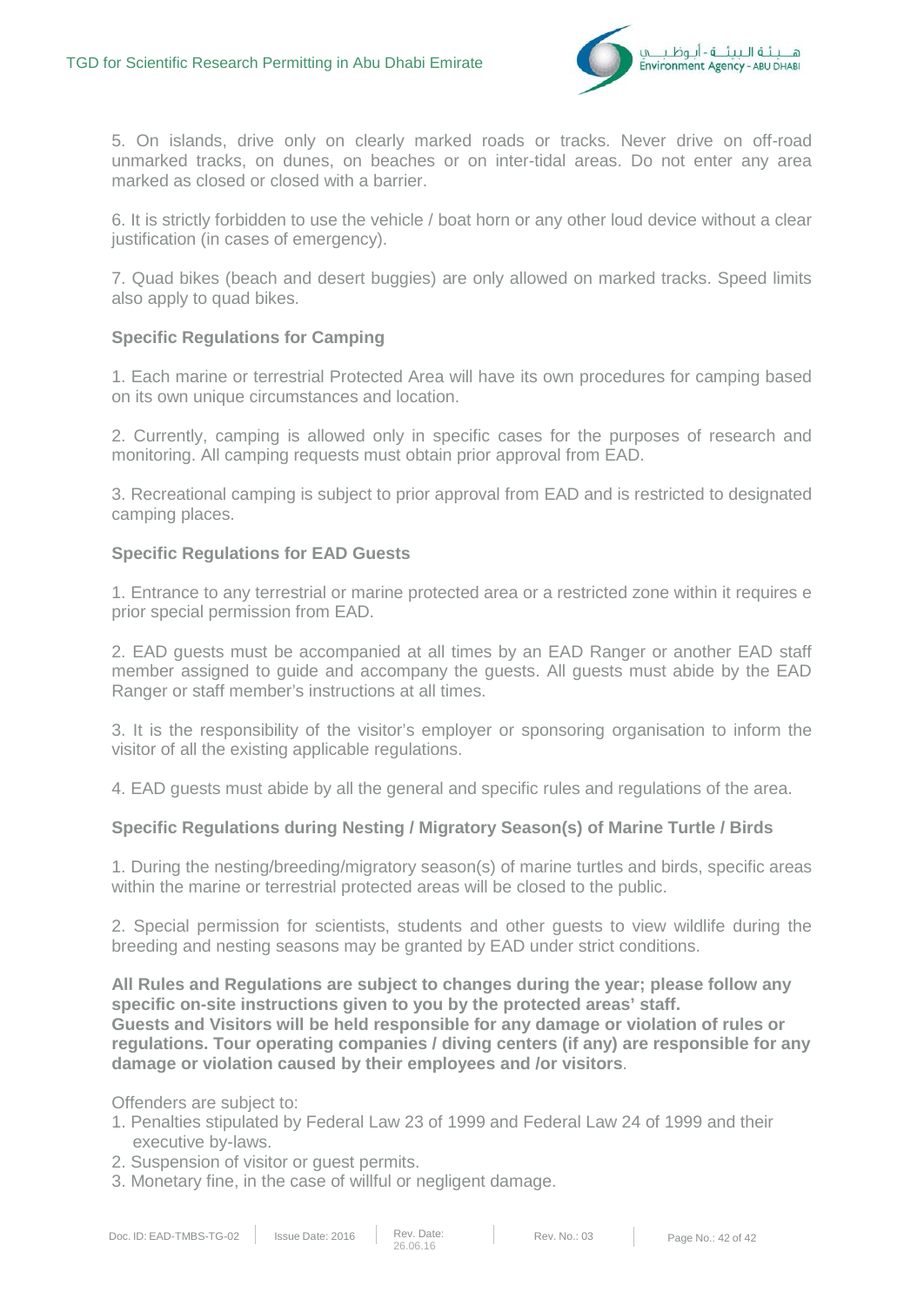5. On islands, drive only on clearly marked roads or tracks. Never drive on off-road unmarked tracks, on dunes, on beaches or on inter-tidal areas. Do not enter any area marked as closed or closed with a barrier.

6. It is strictly forbidden to use the vehicle / boat horn or any other loud device without a clear justification (in cases of emergency).

7. Quad bikes (beach and desert buggies) are only allowed on marked tracks. Speed limits also apply to quad bikes.

**Specific Regulations for Camping**

1. Each marine or terrestrial Protected Area will have its own procedures for camping based on its own unique circumstances and location.

2. Currently, camping is allowed only in specific cases for the purposes of research and monitoring. All camping requests must obtain prior approval from EAD.

3. Recreational camping is subject to prior approval from EAD and is restricted to designated camping places.

**Specific Regulations for EAD Guests**

1. Entrance to any terrestrial or marine protected area or a restricted zone within it requires e prior special permission from EAD.

2. EAD guests must be accompanied at all times by an EAD Ranger or another EAD staff member assigned to guide and accompany the guests. All guests must abide by the EAD Ranger or staff member's instructions at all times.

3. It is the responsibility of the visitor's employer or sponsoring organisation to inform the visitor of all the existing applicable regulations.

4. EAD guests must abide by all the general and specific rules and regulations of the area.

**Specific Regulations during Nesting / Migratory Season(s) of Marine Turtle / Birds**

1. During the nesting/breeding/migratory season(s) of marine turtles and birds, specific areas within the marine or terrestrial protected areas will be closed to the public.

2. Special permission for scientists, students and other guests to view wildlife during the breeding and nesting seasons may be granted by EAD under strict conditions.

**All Rules and Regulations are subject to changes during the year; please follow any specific on-site instructions given to you by the protected areas' staff.**
**Guests and Visitors will be held responsible for any damage or violation of rules or regulations. Tour operating companies / diving centers (if any) are responsible for any damage or violation caused by their employees and /or visitors**.

Offenders are subject to:

1. Penalties stipulated by Federal Law 23 of 1999 and Federal Law 24 of 1999 and their executive by-laws.
2. Suspension of visitor or guest permits.
3. Monetary fine, in the case of willful or negligent damage.